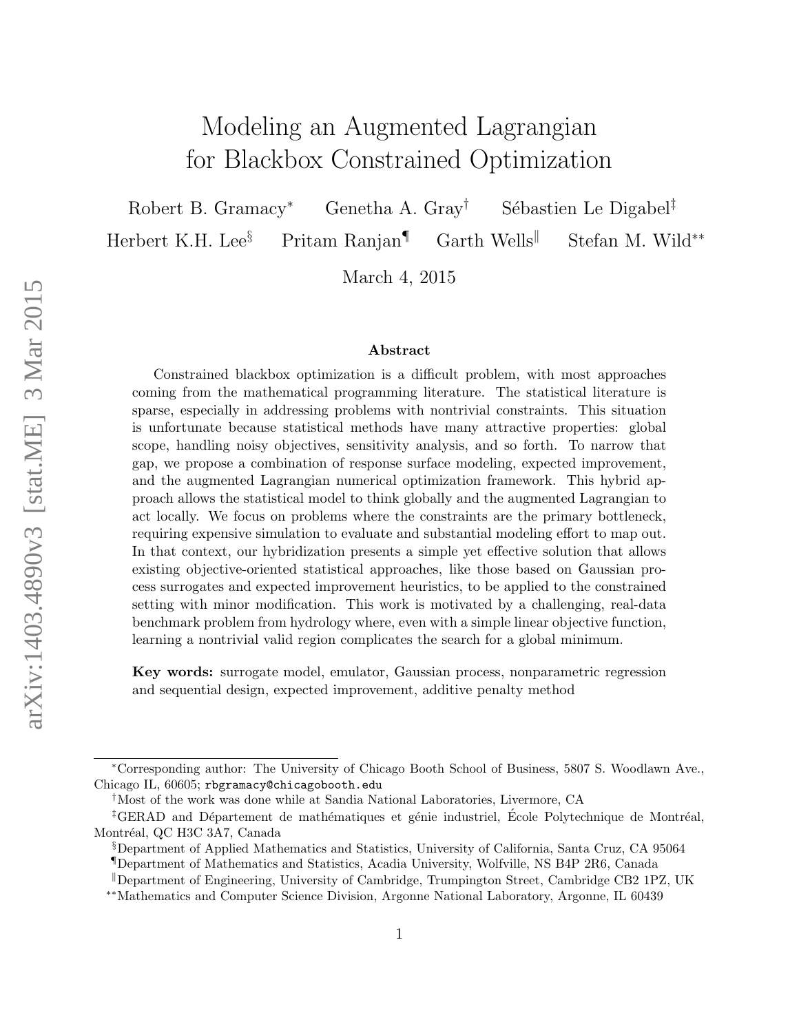# Modeling an Augmented Lagrangian for Blackbox Constrained Optimization

Robert B. Gramacy[*] Genetha A. Gray[†] Sébastien Le Digabel[‡]
Herbert K.H. Lee[§] Pritam Ranjan[¶] Garth Wells[‖] Stefan M. Wild[**]

March 4, 2015

### Abstract

Constrained blackbox optimization is a difficult problem, with most approaches coming from the mathematical programming literature. The statistical literature is sparse, especially in addressing problems with nontrivial constraints. This situation is unfortunate because statistical methods have many attractive properties: global scope, handling noisy objectives, sensitivity analysis, and so forth. To narrow that gap, we propose a combination of response surface modeling, expected improvement, and the augmented Lagrangian numerical optimization framework. This hybrid approach allows the statistical model to think globally and the augmented Lagrangian to act locally. We focus on problems where the constraints are the primary bottleneck, requiring expensive simulation to evaluate and substantial modeling effort to map out. In that context, our hybridization presents a simple yet effective solution that allows existing objective-oriented statistical approaches, like those based on Gaussian process surrogates and expected improvement heuristics, to be applied to the constrained setting with minor modification. This work is motivated by a challenging, real-data benchmark problem from hydrology where, even with a simple linear objective function, learning a nontrivial valid region complicates the search for a global minimum.

**Key words:** surrogate model, emulator, Gaussian process, nonparametric regression and sequential design, expected improvement, additive penalty method

---

[*]Corresponding author: The University of Chicago Booth School of Business, 5807 S. Woodlawn Ave., Chicago IL, 60605; `rbgramacy@chicagobooth.edu`

[†]Most of the work was done while at Sandia National Laboratories, Livermore, CA

[‡]GERAD and Département de mathématiques et génie industriel, École Polytechnique de Montréal, Montréal, QC H3C 3A7, Canada

[§]Department of Applied Mathematics and Statistics, University of California, Santa Cruz, CA 95064

[¶]Department of Mathematics and Statistics, Acadia University, Wolfville, NS B4P 2R6, Canada

[‖]Department of Engineering, University of Cambridge, Trumpington Street, Cambridge CB2 1PZ, UK

[**]Mathematics and Computer Science Division, Argonne National Laboratory, Argonne, IL 60439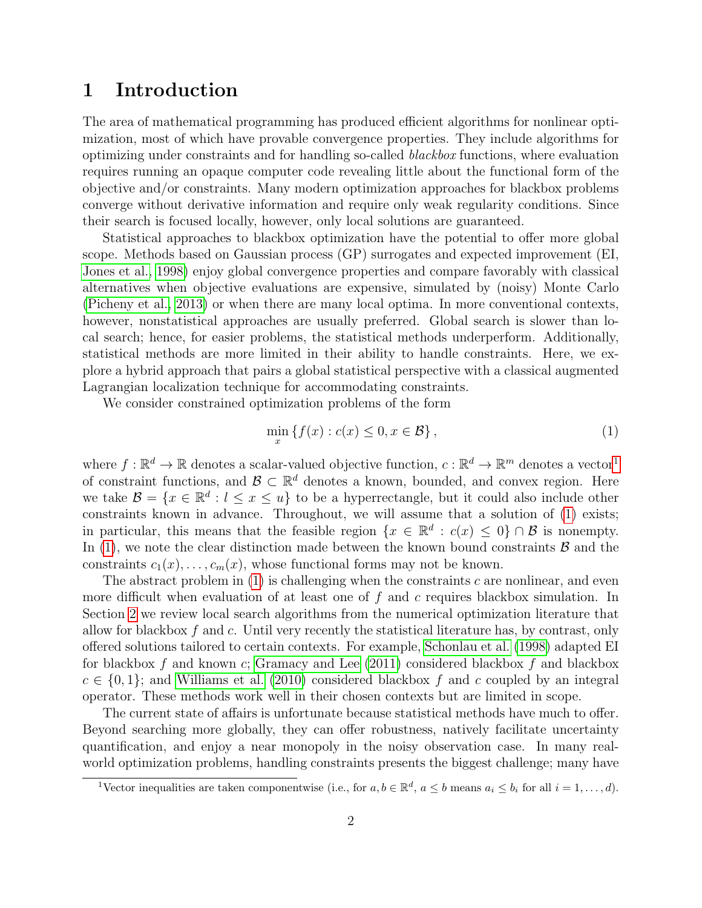# 1 Introduction

The area of mathematical programming has produced efficient algorithms for nonlinear optimization, most of which have provable convergence properties. They include algorithms for optimizing under constraints and for handling so-called *blackbox* functions, where evaluation requires running an opaque computer code revealing little about the functional form of the objective and/or constraints. Many modern optimization approaches for blackbox problems converge without derivative information and require only weak regularity conditions. Since their search is focused locally, however, only local solutions are guaranteed.

Statistical approaches to blackbox optimization have the potential to offer more global scope. Methods based on Gaussian process (GP) surrogates and expected improvement (EI, Jones et al., 1998) enjoy global convergence properties and compare favorably with classical alternatives when objective evaluations are expensive, simulated by (noisy) Monte Carlo (Picheny et al., 2013) or when there are many local optima. In more conventional contexts, however, nonstatistical approaches are usually preferred. Global search is slower than local search; hence, for easier problems, the statistical methods underperform. Additionally, statistical methods are more limited in their ability to handle constraints. Here, we explore a hybrid approach that pairs a global statistical perspective with a classical augmented Lagrangian localization technique for accommodating constraints.

We consider constrained optimization problems of the form

$$\min_x \left\{ f(x) : c(x) \leq 0, x \in \mathcal{B} \right\}, \tag{1}$$

where $f : \mathbb{R}^d \to \mathbb{R}$ denotes a scalar-valued objective function, $c : \mathbb{R}^d \to \mathbb{R}^m$ denotes a vector[1] of constraint functions, and $\mathcal{B} \subset \mathbb{R}^d$ denotes a known, bounded, and convex region. Here we take $\mathcal{B} = \{x \in \mathbb{R}^d : l \leq x \leq u\}$ to be a hyperrectangle, but it could also include other constraints known in advance. Throughout, we will assume that a solution of (1) exists; in particular, this means that the feasible region $\{x \in \mathbb{R}^d : c(x) \leq 0\} \cap \mathcal{B}$ is nonempty. In (1), we note the clear distinction made between the known bound constraints $\mathcal{B}$ and the constraints $c_1(x), \ldots, c_m(x)$, whose functional forms may not be known.

The abstract problem in (1) is challenging when the constraints $c$ are nonlinear, and even more difficult when evaluation of at least one of $f$ and $c$ requires blackbox simulation. In Section 2 we review local search algorithms from the numerical optimization literature that allow for blackbox $f$ and $c$. Until very recently the statistical literature has, by contrast, only offered solutions tailored to certain contexts. For example, Schonlau et al. (1998) adapted EI for blackbox $f$ and known $c$; Gramacy and Lee (2011) considered blackbox $f$ and blackbox $c \in \{0, 1\}$; and Williams et al. (2010) considered blackbox $f$ and $c$ coupled by an integral operator. These methods work well in their chosen contexts but are limited in scope.

The current state of affairs is unfortunate because statistical methods have much to offer. Beyond searching more globally, they can offer robustness, natively facilitate uncertainty quantification, and enjoy a near monopoly in the noisy observation case. In many real-world optimization problems, handling constraints presents the biggest challenge; many have

[1] Vector inequalities are taken componentwise (i.e., for $a, b \in \mathbb{R}^d$, $a \leq b$ means $a_i \leq b_i$ for all $i = 1, \ldots, d$).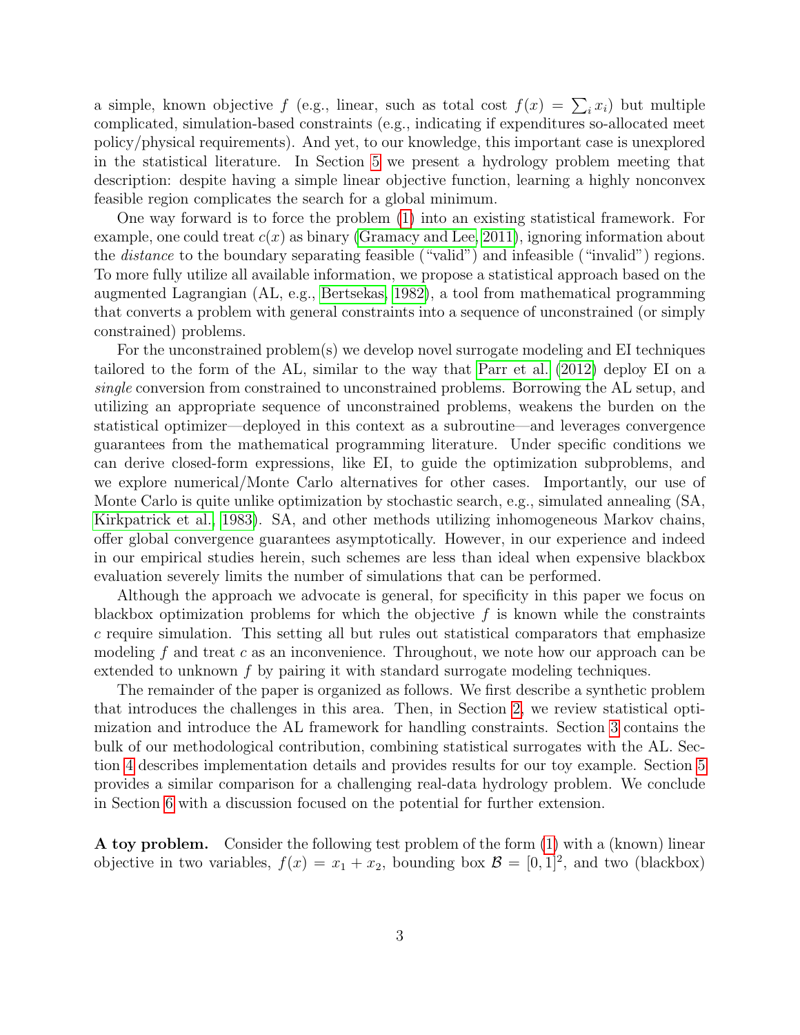a simple, known objective $f$ (e.g., linear, such as total cost $f(x) = \sum_i x_i$) but multiple complicated, simulation-based constraints (e.g., indicating if expenditures so-allocated meet policy/physical requirements). And yet, to our knowledge, this important case is unexplored in the statistical literature. In Section 5 we present a hydrology problem meeting that description: despite having a simple linear objective function, learning a highly nonconvex feasible region complicates the search for a global minimum.

One way forward is to force the problem (1) into an existing statistical framework. For example, one could treat $c(x)$ as binary (Gramacy and Lee, 2011), ignoring information about the *distance* to the boundary separating feasible ("valid") and infeasible ("invalid") regions. To more fully utilize all available information, we propose a statistical approach based on the augmented Lagrangian (AL, e.g., Bertsekas, 1982), a tool from mathematical programming that converts a problem with general constraints into a sequence of unconstrained (or simply constrained) problems.

For the unconstrained problem(s) we develop novel surrogate modeling and EI techniques tailored to the form of the AL, similar to the way that Parr et al. (2012) deploy EI on a *single* conversion from constrained to unconstrained problems. Borrowing the AL setup, and utilizing an appropriate sequence of unconstrained problems, weakens the burden on the statistical optimizer—deployed in this context as a subroutine—and leverages convergence guarantees from the mathematical programming literature. Under specific conditions we can derive closed-form expressions, like EI, to guide the optimization subproblems, and we explore numerical/Monte Carlo alternatives for other cases. Importantly, our use of Monte Carlo is quite unlike optimization by stochastic search, e.g., simulated annealing (SA, Kirkpatrick et al., 1983). SA, and other methods utilizing inhomogeneous Markov chains, offer global convergence guarantees asymptotically. However, in our experience and indeed in our empirical studies herein, such schemes are less than ideal when expensive blackbox evaluation severely limits the number of simulations that can be performed.

Although the approach we advocate is general, for specificity in this paper we focus on blackbox optimization problems for which the objective $f$ is known while the constraints $c$ require simulation. This setting all but rules out statistical comparators that emphasize modeling $f$ and treat $c$ as an inconvenience. Throughout, we note how our approach can be extended to unknown $f$ by pairing it with standard surrogate modeling techniques.

The remainder of the paper is organized as follows. We first describe a synthetic problem that introduces the challenges in this area. Then, in Section 2, we review statistical optimization and introduce the AL framework for handling constraints. Section 3 contains the bulk of our methodological contribution, combining statistical surrogates with the AL. Section 4 describes implementation details and provides results for our toy example. Section 5 provides a similar comparison for a challenging real-data hydrology problem. We conclude in Section 6 with a discussion focused on the potential for further extension.

**A toy problem.** Consider the following test problem of the form (1) with a (known) linear objective in two variables, $f(x) = x_1 + x_2$, bounding box $\mathcal{B} = [0, 1]^2$, and two (blackbox)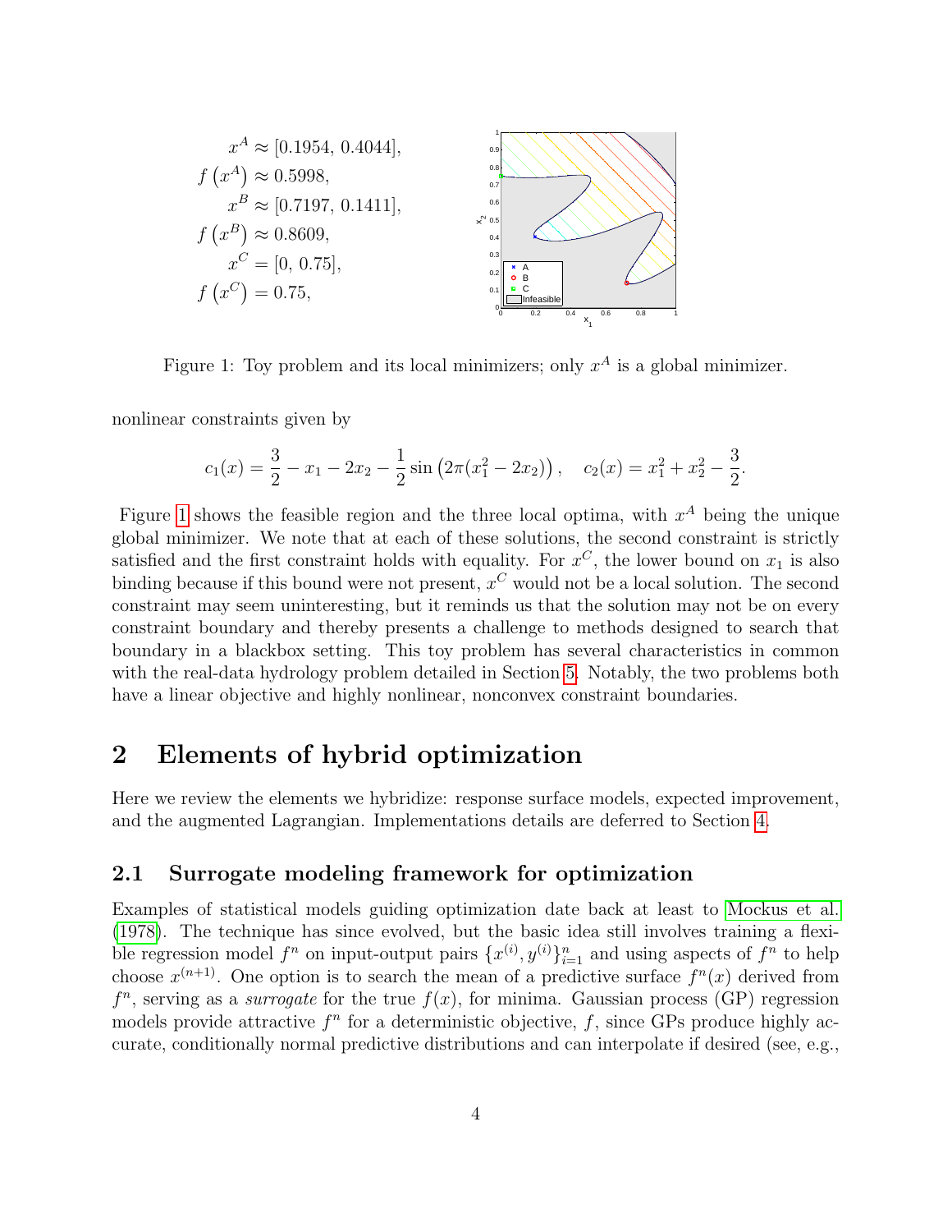$$
\begin{aligned}
x^A &\approx [0.1954,\, 0.4044], \\
f\left(x^A\right) &\approx 0.5998, \\
x^B &\approx [0.7197,\, 0.1411], \\
f\left(x^B\right) &\approx 0.8609, \\
x^C &= [0,\, 0.75], \\
f\left(x^C\right) &= 0.75,
\end{aligned}
$$

Figure 1: Toy problem and its local minimizers; only $x^A$ is a global minimizer.

nonlinear constraints given by

$$
c_1(x) = \frac{3}{2} - x_1 - 2x_2 - \frac{1}{2}\sin\left(2\pi(x_1^2 - 2x_2)\right), \quad c_2(x) = x_1^2 + x_2^2 - \frac{3}{2}.
$$

Figure 1 shows the feasible region and the three local optima, with $x^A$ being the unique global minimizer. We note that at each of these solutions, the second constraint is strictly satisfied and the first constraint holds with equality. For $x^C$, the lower bound on $x_1$ is also binding because if this bound were not present, $x^C$ would not be a local solution. The second constraint may seem uninteresting, but it reminds us that the solution may not be on every constraint boundary and thereby presents a challenge to methods designed to search that boundary in a blackbox setting. This toy problem has several characteristics in common with the real-data hydrology problem detailed in Section 5. Notably, the two problems both have a linear objective and highly nonlinear, nonconvex constraint boundaries.

# 2 Elements of hybrid optimization

Here we review the elements we hybridize: response surface models, expected improvement, and the augmented Lagrangian. Implementations details are deferred to Section 4.

## 2.1 Surrogate modeling framework for optimization

Examples of statistical models guiding optimization date back at least to Mockus et al. (1978). The technique has since evolved, but the basic idea still involves training a flexible regression model $f^n$ on input-output pairs $\{x^{(i)}, y^{(i)}\}_{i=1}^n$ and using aspects of $f^n$ to help choose $x^{(n+1)}$. One option is to search the mean of a predictive surface $f^n(x)$ derived from $f^n$, serving as a *surrogate* for the true $f(x)$, for minima. Gaussian process (GP) regression models provide attractive $f^n$ for a deterministic objective, $f$, since GPs produce highly accurate, conditionally normal predictive distributions and can interpolate if desired (see, e.g.,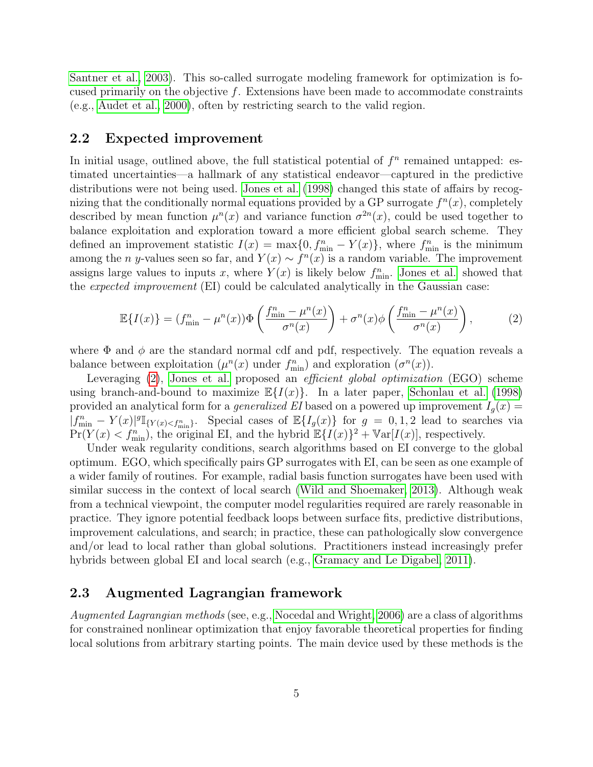Santner et al., 2003). This so-called surrogate modeling framework for optimization is focused primarily on the objective $f$. Extensions have been made to accommodate constraints (e.g., Audet et al., 2000), often by restricting search to the valid region.

## 2.2 Expected improvement

In initial usage, outlined above, the full statistical potential of $f^n$ remained untapped: estimated uncertainties—a hallmark of any statistical endeavor—captured in the predictive distributions were not being used. Jones et al. (1998) changed this state of affairs by recognizing that the conditionally normal equations provided by a GP surrogate $f^n(x)$, completely described by mean function $\mu^n(x)$ and variance function $\sigma^{2n}(x)$, could be used together to balance exploitation and exploration toward a more efficient global search scheme. They defined an improvement statistic $I(x) = \max\{0, f^n_{\min} - Y(x)\}$, where $f^n_{\min}$ is the minimum among the $n$ $y$-values seen so far, and $Y(x) \sim f^n(x)$ is a random variable. The improvement assigns large values to inputs $x$, where $Y(x)$ is likely below $f^n_{\min}$. Jones et al. showed that the *expected improvement* (EI) could be calculated analytically in the Gaussian case:

$$\mathbb{E}\{I(x)\} = (f^n_{\min} - \mu^n(x))\Phi\left(\frac{f^n_{\min} - \mu^n(x)}{\sigma^n(x)}\right) + \sigma^n(x)\phi\left(\frac{f^n_{\min} - \mu^n(x)}{\sigma^n(x)}\right), \tag{2}$$

where $\Phi$ and $\phi$ are the standard normal cdf and pdf, respectively. The equation reveals a balance between exploitation ($\mu^n(x)$ under $f^n_{\min}$) and exploration ($\sigma^n(x)$).

Leveraging (2), Jones et al. proposed an *efficient global optimization* (EGO) scheme using branch-and-bound to maximize $\mathbb{E}\{I(x)\}$. In a later paper, Schonlau et al. (1998) provided an analytical form for a *generalized EI* based on a powered up improvement $I_g(x) = |f^n_{\min} - Y(x)|^g \mathbb{I}_{\{Y(x) < f^n_{\min}\}}$. Special cases of $\mathbb{E}\{I_g(x)\}$ for $g = 0, 1, 2$ lead to searches via $\Pr(Y(x) < f^n_{\min})$, the original EI, and the hybrid $\mathbb{E}\{I(x)\}^2 + \mathbb{V}\mathrm{ar}[I(x)]$, respectively.

Under weak regularity conditions, search algorithms based on EI converge to the global optimum. EGO, which specifically pairs GP surrogates with EI, can be seen as one example of a wider family of routines. For example, radial basis function surrogates have been used with similar success in the context of local search (Wild and Shoemaker, 2013). Although weak from a technical viewpoint, the computer model regularities required are rarely reasonable in practice. They ignore potential feedback loops between surface fits, predictive distributions, improvement calculations, and search; in practice, these can pathologically slow convergence and/or lead to local rather than global solutions. Practitioners instead increasingly prefer hybrids between global EI and local search (e.g., Gramacy and Le Digabel, 2011).

## 2.3 Augmented Lagrangian framework

*Augmented Lagrangian methods* (see, e.g., Nocedal and Wright, 2006) are a class of algorithms for constrained nonlinear optimization that enjoy favorable theoretical properties for finding local solutions from arbitrary starting points. The main device used by these methods is the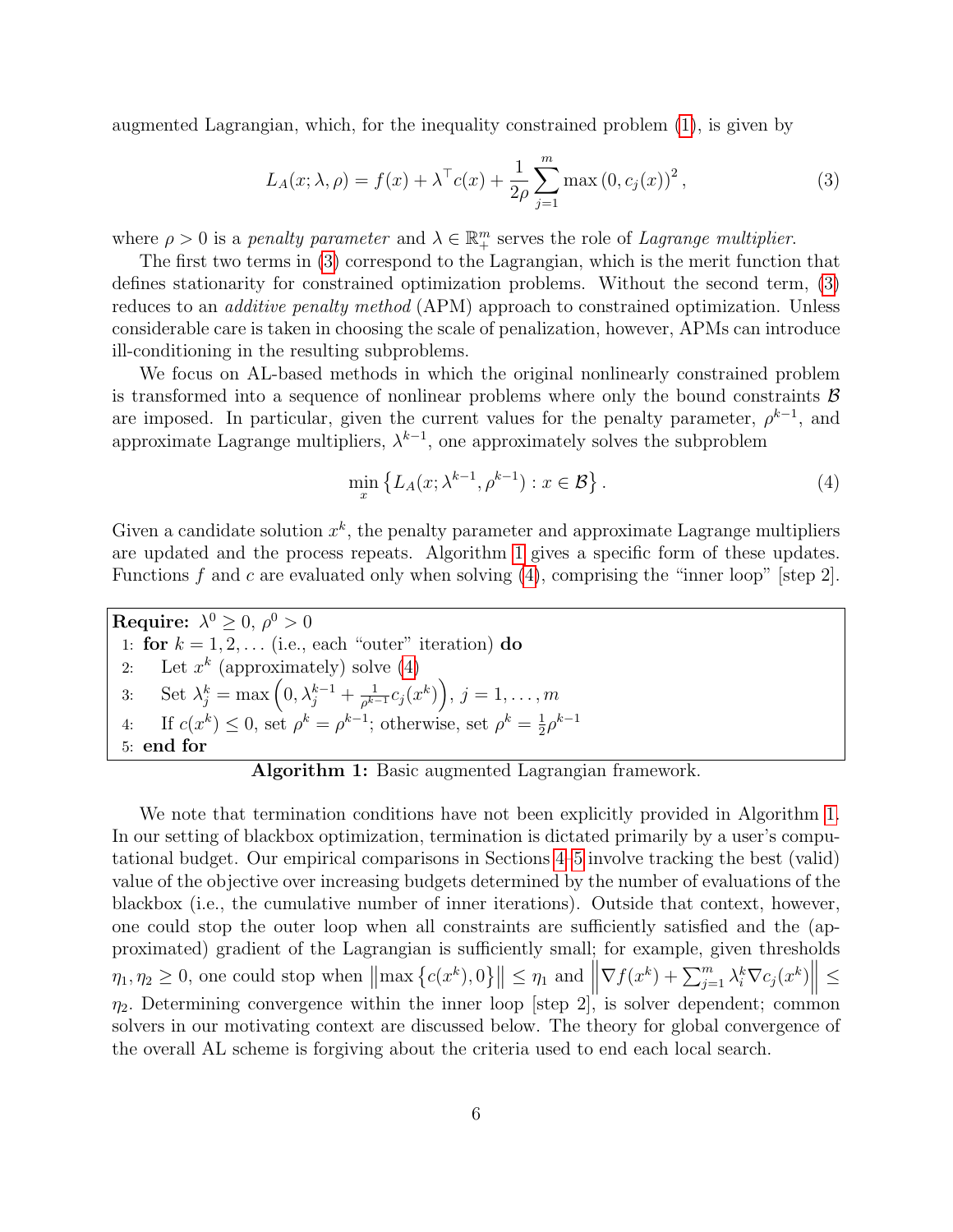augmented Lagrangian, which, for the inequality constrained problem (1), is given by

$$L_A(x;\lambda,\rho) = f(x) + \lambda^\top c(x) + \frac{1}{2\rho}\sum_{j=1}^{m} \max\left(0, c_j(x)\right)^2, \tag{3}$$

where $\rho > 0$ is a *penalty parameter* and $\lambda \in \mathbb{R}^m_+$ serves the role of *Lagrange multiplier*.

The first two terms in (3) correspond to the Lagrangian, which is the merit function that defines stationarity for constrained optimization problems. Without the second term, (3) reduces to an *additive penalty method* (APM) approach to constrained optimization. Unless considerable care is taken in choosing the scale of penalization, however, APMs can introduce ill-conditioning in the resulting subproblems.

We focus on AL-based methods in which the original nonlinearly constrained problem is transformed into a sequence of nonlinear problems where only the bound constraints $\mathcal{B}$ are imposed. In particular, given the current values for the penalty parameter, $\rho^{k-1}$, and approximate Lagrange multipliers, $\lambda^{k-1}$, one approximately solves the subproblem

$$\min_x \left\{ L_A(x;\lambda^{k-1},\rho^{k-1}) : x \in \mathcal{B} \right\}. \tag{4}$$

Given a candidate solution $x^k$, the penalty parameter and approximate Lagrange multipliers are updated and the process repeats. Algorithm 1 gives a specific form of these updates. Functions $f$ and $c$ are evaluated only when solving (4), comprising the "inner loop" [step 2].

```
Require: λ^0 ≥ 0, ρ^0 > 0
1: for k = 1, 2, ... (i.e., each "outer" iteration) do
2:   Let x^k (approximately) solve (4)
3:   Set λ_j^k = max(0, λ_j^{k-1} + (1/ρ^{k-1}) c_j(x^k)), j = 1, ..., m
4:   If c(x^k) ≤ 0, set ρ^k = ρ^{k-1}; otherwise, set ρ^k = (1/2) ρ^{k-1}
5: end for
```

**Algorithm 1:** Basic augmented Lagrangian framework.

We note that termination conditions have not been explicitly provided in Algorithm 1. In our setting of blackbox optimization, termination is dictated primarily by a user's computational budget. Our empirical comparisons in Sections 4–5 involve tracking the best (valid) value of the objective over increasing budgets determined by the number of evaluations of the blackbox (i.e., the cumulative number of inner iterations). Outside that context, however, one could stop the outer loop when all constraints are sufficiently satisfied and the (approximated) gradient of the Lagrangian is sufficiently small; for example, given thresholds $\eta_1, \eta_2 \geq 0$, one could stop when $\left\|\max\left\{c(x^k), 0\right\}\right\| \leq \eta_1$ and $\left\|\nabla f(x^k) + \sum_{j=1}^m \lambda_i^k \nabla c_j(x^k)\right\| \leq \eta_2$. Determining convergence within the inner loop [step 2], is solver dependent; common solvers in our motivating context are discussed below. The theory for global convergence of the overall AL scheme is forgiving about the criteria used to end each local search.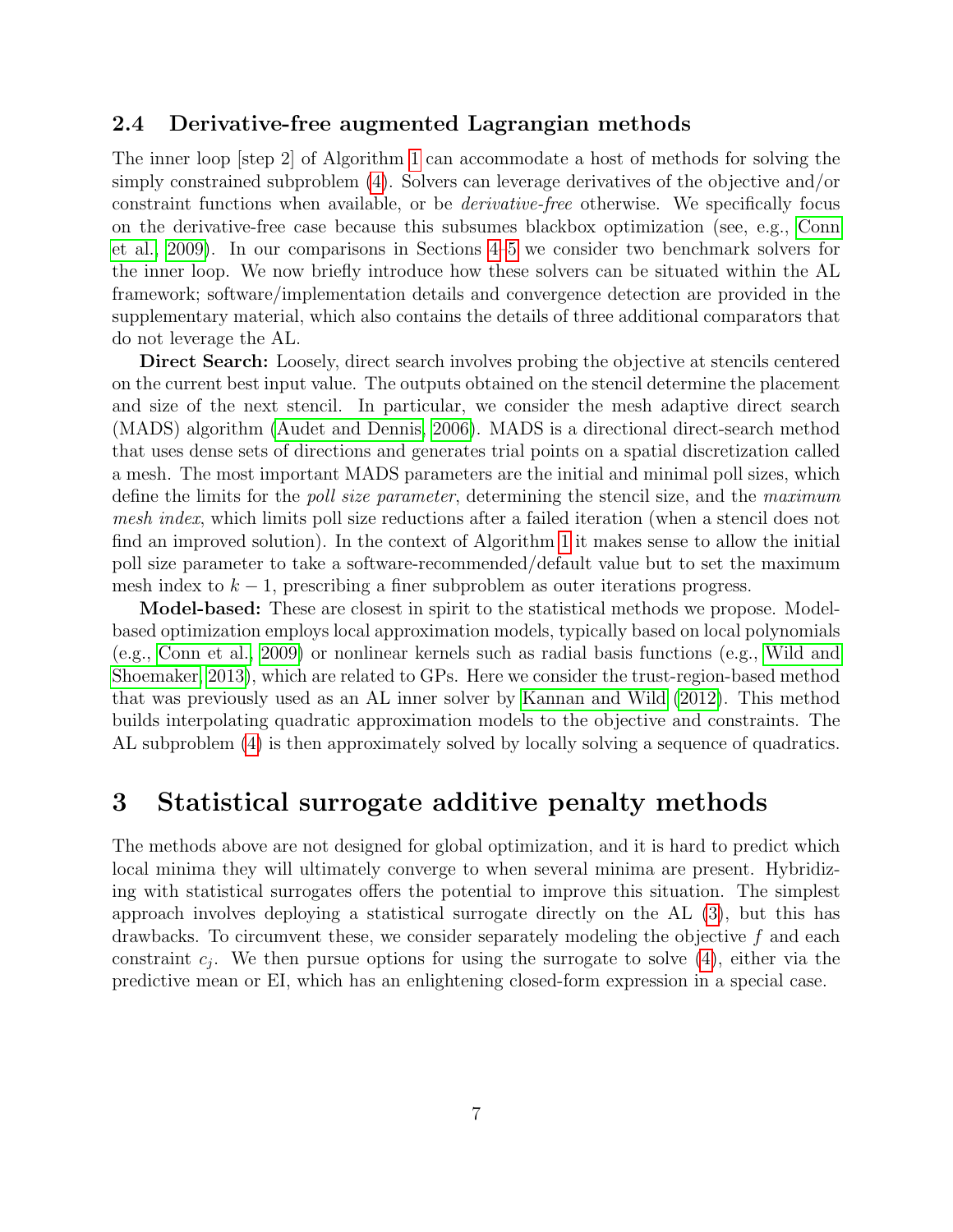### 2.4 Derivative-free augmented Lagrangian methods

The inner loop [step 2] of Algorithm 1 can accommodate a host of methods for solving the simply constrained subproblem (4). Solvers can leverage derivatives of the objective and/or constraint functions when available, or be *derivative-free* otherwise. We specifically focus on the derivative-free case because this subsumes blackbox optimization (see, e.g., Conn et al., 2009). In our comparisons in Sections 4–5 we consider two benchmark solvers for the inner loop. We now briefly introduce how these solvers can be situated within the AL framework; software/implementation details and convergence detection are provided in the supplementary material, which also contains the details of three additional comparators that do not leverage the AL.

**Direct Search:** Loosely, direct search involves probing the objective at stencils centered on the current best input value. The outputs obtained on the stencil determine the placement and size of the next stencil. In particular, we consider the mesh adaptive direct search (MADS) algorithm (Audet and Dennis, 2006). MADS is a directional direct-search method that uses dense sets of directions and generates trial points on a spatial discretization called a mesh. The most important MADS parameters are the initial and minimal poll sizes, which define the limits for the *poll size parameter*, determining the stencil size, and the *maximum mesh index*, which limits poll size reductions after a failed iteration (when a stencil does not find an improved solution). In the context of Algorithm 1 it makes sense to allow the initial poll size parameter to take a software-recommended/default value but to set the maximum mesh index to $k - 1$, prescribing a finer subproblem as outer iterations progress.

**Model-based:** These are closest in spirit to the statistical methods we propose. Model-based optimization employs local approximation models, typically based on local polynomials (e.g., Conn et al., 2009) or nonlinear kernels such as radial basis functions (e.g., Wild and Shoemaker, 2013), which are related to GPs. Here we consider the trust-region-based method that was previously used as an AL inner solver by Kannan and Wild (2012). This method builds interpolating quadratic approximation models to the objective and constraints. The AL subproblem (4) is then approximately solved by locally solving a sequence of quadratics.

# 3 Statistical surrogate additive penalty methods

The methods above are not designed for global optimization, and it is hard to predict which local minima they will ultimately converge to when several minima are present. Hybridizing with statistical surrogates offers the potential to improve this situation. The simplest approach involves deploying a statistical surrogate directly on the AL (3), but this has drawbacks. To circumvent these, we consider separately modeling the objective $f$ and each constraint $c_j$. We then pursue options for using the surrogate to solve (4), either via the predictive mean or EI, which has an enlightening closed-form expression in a special case.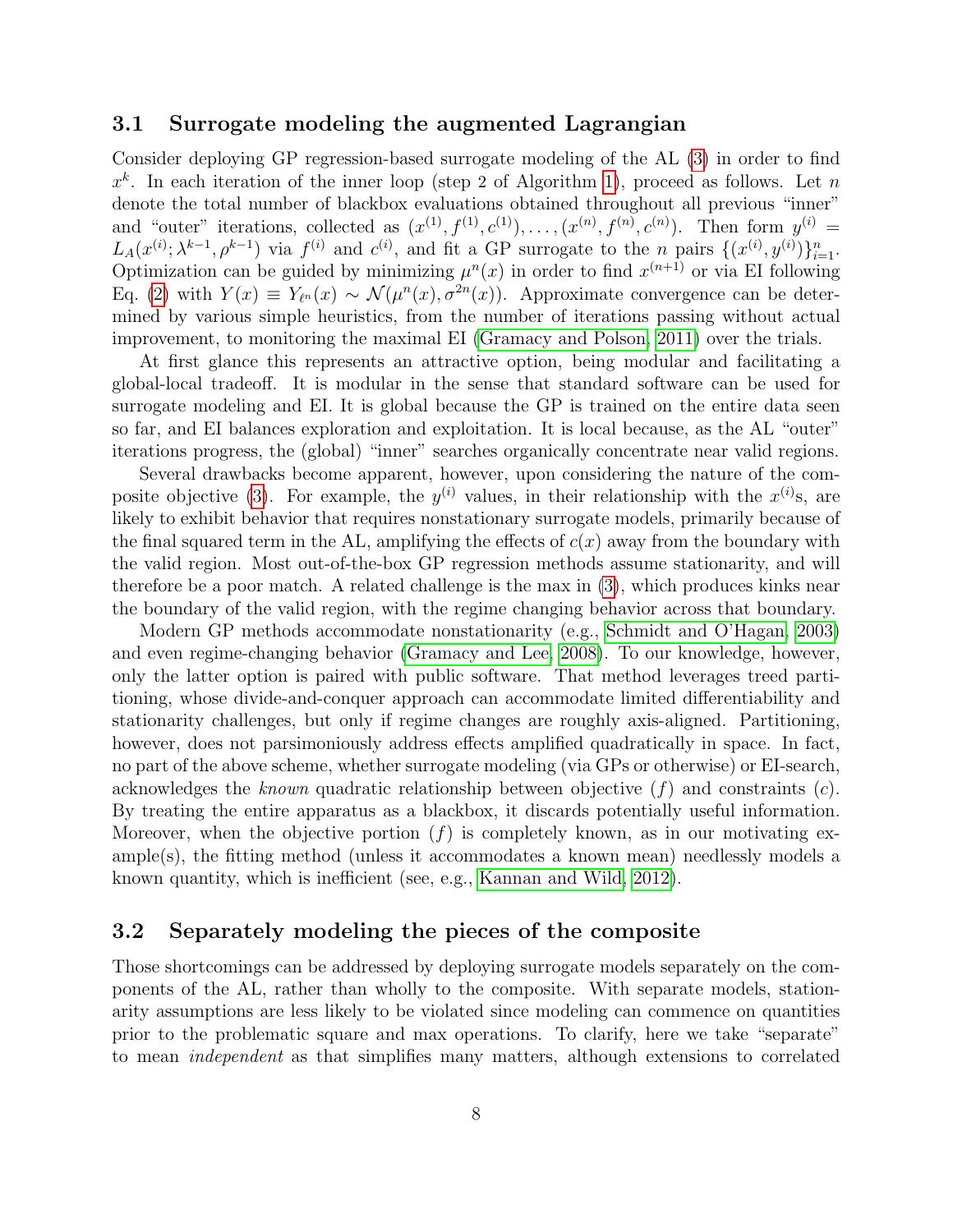## 3.1 Surrogate modeling the augmented Lagrangian

Consider deploying GP regression-based surrogate modeling of the AL (3) in order to find $x^k$. In each iteration of the inner loop (step 2 of Algorithm 1), proceed as follows. Let $n$ denote the total number of blackbox evaluations obtained throughout all previous "inner" and "outer" iterations, collected as $(x^{(1)}, f^{(1)}, c^{(1)}), \dots, (x^{(n)}, f^{(n)}, c^{(n)})$. Then form $y^{(i)} = L_A(x^{(i)}; \lambda^{k-1}, \rho^{k-1})$ via $f^{(i)}$ and $c^{(i)}$, and fit a GP surrogate to the $n$ pairs $\{(x^{(i)}, y^{(i)})\}_{i=1}^n$. Optimization can be guided by minimizing $\mu^n(x)$ in order to find $x^{(n+1)}$ or via EI following Eq. (2) with $Y(x) \equiv Y_{\ell^n}(x) \sim \mathcal{N}(\mu^n(x), \sigma^{2n}(x))$. Approximate convergence can be determined by various simple heuristics, from the number of iterations passing without actual improvement, to monitoring the maximal EI (Gramacy and Polson, 2011) over the trials.

At first glance this represents an attractive option, being modular and facilitating a global-local tradeoff. It is modular in the sense that standard software can be used for surrogate modeling and EI. It is global because the GP is trained on the entire data seen so far, and EI balances exploration and exploitation. It is local because, as the AL "outer" iterations progress, the (global) "inner" searches organically concentrate near valid regions.

Several drawbacks become apparent, however, upon considering the nature of the composite objective (3). For example, the $y^{(i)}$ values, in their relationship with the $x^{(i)}$s, are likely to exhibit behavior that requires nonstationary surrogate models, primarily because of the final squared term in the AL, amplifying the effects of $c(x)$ away from the boundary with the valid region. Most out-of-the-box GP regression methods assume stationarity, and will therefore be a poor match. A related challenge is the max in (3), which produces kinks near the boundary of the valid region, with the regime changing behavior across that boundary.

Modern GP methods accommodate nonstationarity (e.g., Schmidt and O'Hagan, 2003) and even regime-changing behavior (Gramacy and Lee, 2008). To our knowledge, however, only the latter option is paired with public software. That method leverages treed partitioning, whose divide-and-conquer approach can accommodate limited differentiability and stationarity challenges, but only if regime changes are roughly axis-aligned. Partitioning, however, does not parsimoniously address effects amplified quadratically in space. In fact, no part of the above scheme, whether surrogate modeling (via GPs or otherwise) or EI-search, acknowledges the *known* quadratic relationship between objective ($f$) and constraints ($c$). By treating the entire apparatus as a blackbox, it discards potentially useful information. Moreover, when the objective portion ($f$) is completely known, as in our motivating example(s), the fitting method (unless it accommodates a known mean) needlessly models a known quantity, which is inefficient (see, e.g., Kannan and Wild, 2012).

## 3.2 Separately modeling the pieces of the composite

Those shortcomings can be addressed by deploying surrogate models separately on the components of the AL, rather than wholly to the composite. With separate models, stationarity assumptions are less likely to be violated since modeling can commence on quantities prior to the problematic square and max operations. To clarify, here we take "separate" to mean *independent* as that simplifies many matters, although extensions to correlated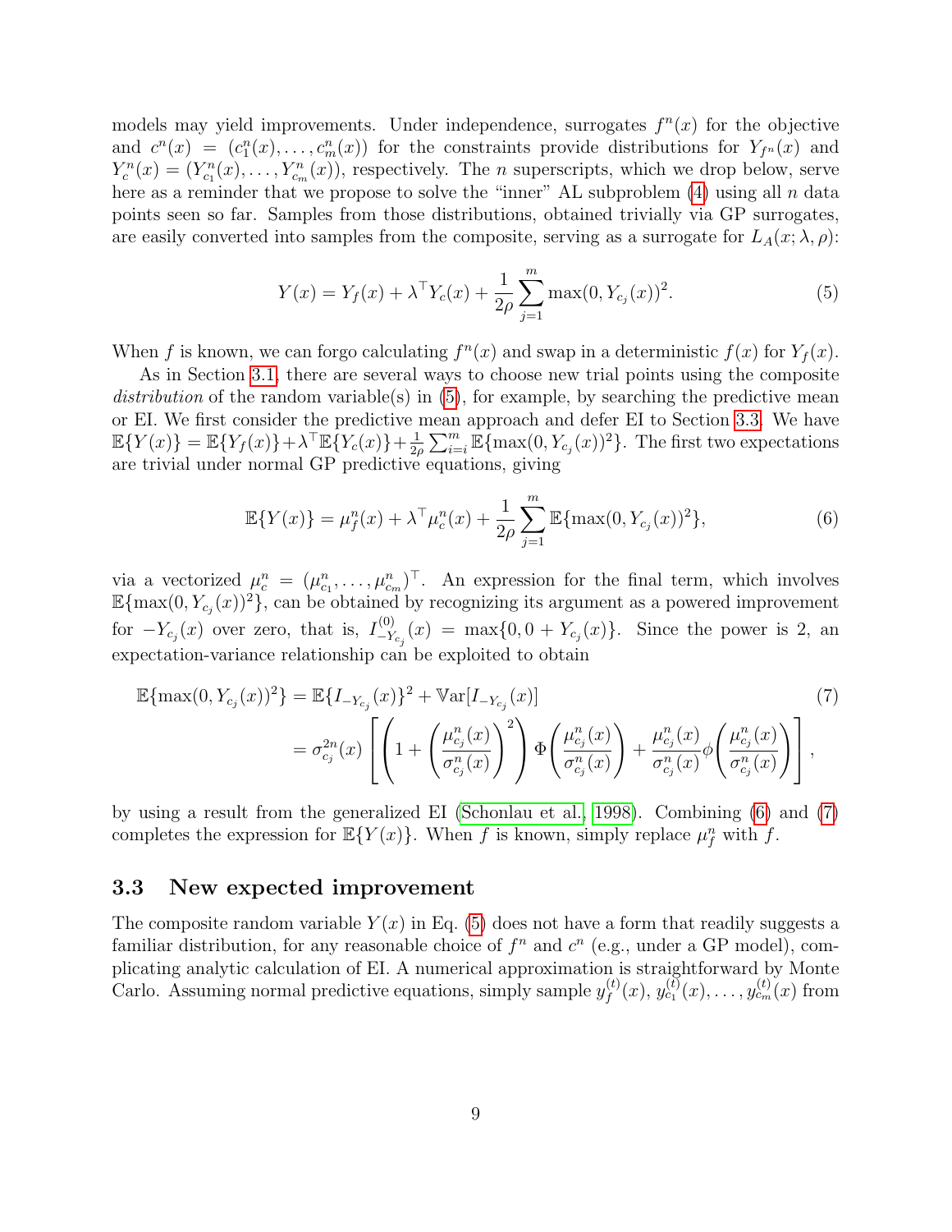models may yield improvements. Under independence, surrogates $f^n(x)$ for the objective and $c^n(x) = (c_1^n(x), \dots, c_m^n(x))$ for the constraints provide distributions for $Y_{f^n}(x)$ and $Y_c^n(x) = (Y_{c_1}^n(x), \dots, Y_{c_m}^n(x))$, respectively. The $n$ superscripts, which we drop below, serve here as a reminder that we propose to solve the "inner" AL subproblem (4) using all $n$ data points seen so far. Samples from those distributions, obtained trivially via GP surrogates, are easily converted into samples from the composite, serving as a surrogate for $L_A(x; \lambda, \rho)$:

$$Y(x) = Y_f(x) + \lambda^\top Y_c(x) + \frac{1}{2\rho} \sum_{j=1}^{m} \max(0, Y_{c_j}(x))^2. \tag{5}$$

When $f$ is known, we can forgo calculating $f^n(x)$ and swap in a deterministic $f(x)$ for $Y_f(x)$.

As in Section 3.1, there are several ways to choose new trial points using the composite *distribution* of the random variable(s) in (5), for example, by searching the predictive mean or EI. We first consider the predictive mean approach and defer EI to Section 3.3. We have $\mathbb{E}\{Y(x)\} = \mathbb{E}\{Y_f(x)\} + \lambda^\top \mathbb{E}\{Y_c(x)\} + \frac{1}{2\rho}\sum_{i=i}^{m} \mathbb{E}\{\max(0, Y_{c_j}(x))^2\}$. The first two expectations are trivial under normal GP predictive equations, giving

$$\mathbb{E}\{Y(x)\} = \mu_f^n(x) + \lambda^\top \mu_c^n(x) + \frac{1}{2\rho} \sum_{j=1}^{m} \mathbb{E}\{\max(0, Y_{c_j}(x))^2\}, \tag{6}$$

via a vectorized $\mu_c^n = (\mu_{c_1}^n, \dots, \mu_{c_m}^n)^\top$. An expression for the final term, which involves $\mathbb{E}\{\max(0, Y_{c_j}(x))^2\}$, can be obtained by recognizing its argument as a powered improvement for $-Y_{c_j}(x)$ over zero, that is, $I_{-Y_{c_j}}^{(0)}(x) = \max\{0, 0 + Y_{c_j}(x)\}$. Since the power is 2, an expectation-variance relationship can be exploited to obtain

$$\begin{aligned}
\mathbb{E}\{\max(0, Y_{c_j}(x))^2\} &= \mathbb{E}\{I_{-Y_{c_j}}(x)\}^2 + \mathbb{V}\mathrm{ar}[I_{-Y_{c_j}}(x)] \\
&= \sigma_{c_j}^{2n}(x) \left[ \left( 1 + \left( \frac{\mu_{c_j}^n(x)}{\sigma_{c_j}^n(x)} \right)^2 \right) \Phi\!\left( \frac{\mu_{c_j}^n(x)}{\sigma_{c_j}^n(x)} \right) + \frac{\mu_{c_j}^n(x)}{\sigma_{c_j}^n(x)} \phi\!\left( \frac{\mu_{c_j}^n(x)}{\sigma_{c_j}^n(x)} \right) \right],
\end{aligned} \tag{7}$$

by using a result from the generalized EI (Schonlau et al., 1998). Combining (6) and (7) completes the expression for $\mathbb{E}\{Y(x)\}$. When $f$ is known, simply replace $\mu_f^n$ with $f$.

### 3.3 New expected improvement

The composite random variable $Y(x)$ in Eq. (5) does not have a form that readily suggests a familiar distribution, for any reasonable choice of $f^n$ and $c^n$ (e.g., under a GP model), complicating analytic calculation of EI. A numerical approximation is straightforward by Monte Carlo. Assuming normal predictive equations, simply sample $y_f^{(t)}(x)$, $y_{c_1}^{(t)}(x), \dots, y_{c_m}^{(t)}(x)$ from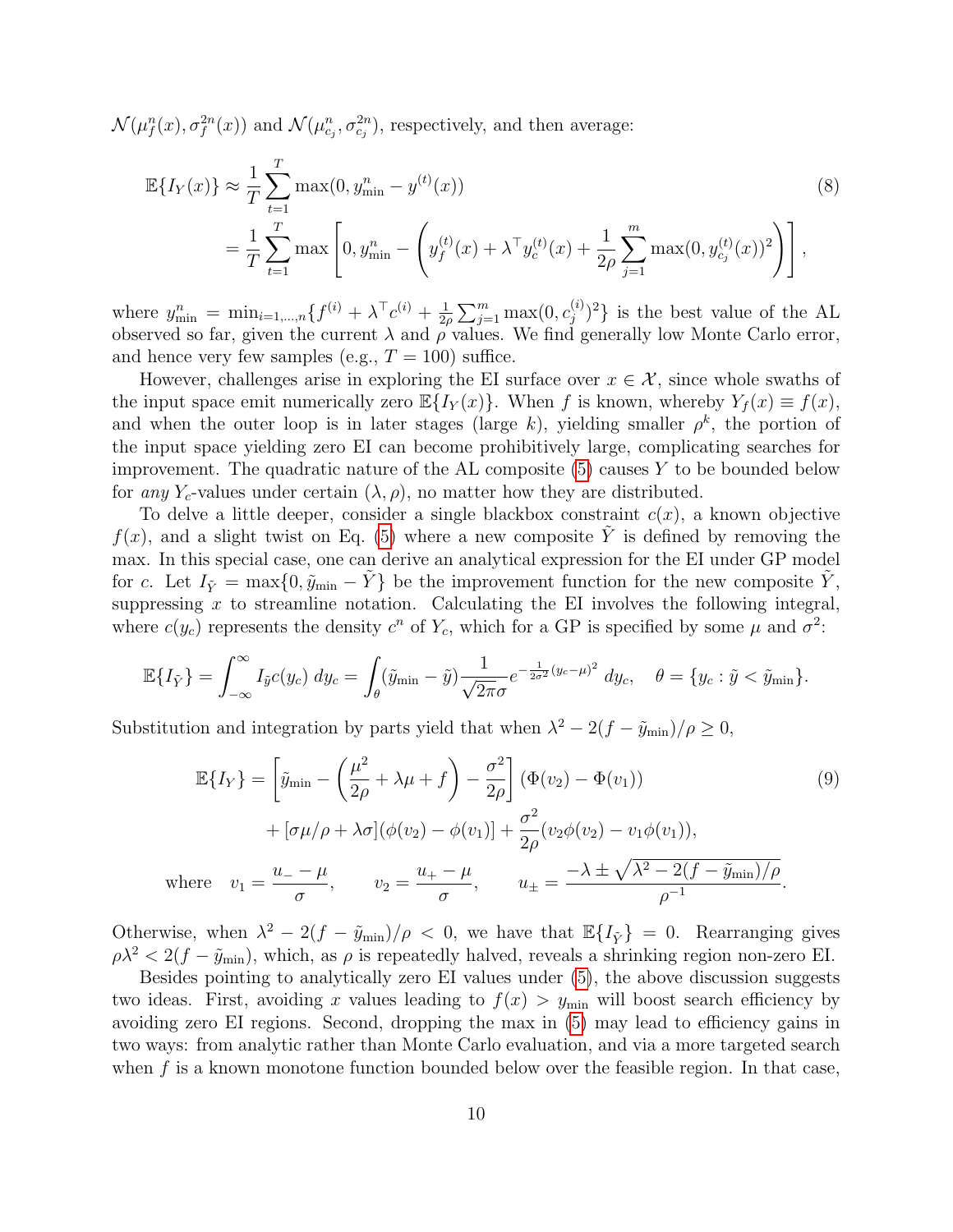$\mathcal{N}(\mu_f^n(x), \sigma_f^{2n}(x))$ and $\mathcal{N}(\mu_{c_j}^n, \sigma_{c_j}^{2n})$, respectively, and then average:

$$
\begin{aligned}
\mathbb{E}\{I_Y(x)\} &\approx \frac{1}{T}\sum_{t=1}^{T} \max(0, y_{\min}^n - y^{(t)}(x)) \\
&= \frac{1}{T}\sum_{t=1}^{T} \max\left[0, y_{\min}^n - \left(y_f^{(t)}(x) + \lambda^\top y_c^{(t)}(x) + \frac{1}{2\rho}\sum_{j=1}^{m}\max(0, y_{c_j}^{(t)}(x))^2\right)\right],
\end{aligned} \tag{8}
$$

where $y_{\min}^n = \min_{i=1,\dots,n}\{f^{(i)} + \lambda^\top c^{(i)} + \frac{1}{2\rho}\sum_{j=1}^m \max(0, c_j^{(i)})^2\}$ is the best value of the AL observed so far, given the current $\lambda$ and $\rho$ values. We find generally low Monte Carlo error, and hence very few samples (e.g., $T = 100$) suffice.

However, challenges arise in exploring the EI surface over $x \in \mathcal{X}$, since whole swaths of the input space emit numerically zero $\mathbb{E}\{I_Y(x)\}$. When $f$ is known, whereby $Y_f(x) \equiv f(x)$, and when the outer loop is in later stages (large $k$), yielding smaller $\rho^k$, the portion of the input space yielding zero EI can become prohibitively large, complicating searches for improvement. The quadratic nature of the AL composite (5) causes $Y$ to be bounded below for *any* $Y_c$-values under certain $(\lambda, \rho)$, no matter how they are distributed.

To delve a little deeper, consider a single blackbox constraint $c(x)$, a known objective $f(x)$, and a slight twist on Eq. (5) where a new composite $\tilde{Y}$ is defined by removing the max. In this special case, one can derive an analytical expression for the EI under GP model for $c$. Let $I_{\tilde{Y}} = \max\{0, \tilde{y}_{\min} - \tilde{Y}\}$ be the improvement function for the new composite $\tilde{Y}$, suppressing $x$ to streamline notation. Calculating the EI involves the following integral, where $c(y_c)$ represents the density $c^n$ of $Y_c$, which for a GP is specified by some $\mu$ and $\sigma^2$:

$$
\mathbb{E}\{I_{\tilde{Y}}\} = \int_{-\infty}^{\infty} I_{\tilde{y}} c(y_c)\, dy_c = \int_{\theta} (\tilde{y}_{\min} - \tilde{y}) \frac{1}{\sqrt{2\pi}\sigma} e^{-\frac{1}{2\sigma^2}(y_c - \mu)^2}\, dy_c, \quad \theta = \{y_c : \tilde{y} < \tilde{y}_{\min}\}.
$$

Substitution and integration by parts yield that when $\lambda^2 - 2(f - \tilde{y}_{\min})/\rho \geq 0$,

$$
\begin{aligned}
\mathbb{E}\{I_Y\} &= \left[\tilde{y}_{\min} - \left(\frac{\mu^2}{2\rho} + \lambda\mu + f\right) - \frac{\sigma^2}{2\rho}\right](\Phi(v_2) - \Phi(v_1)) \\
&\quad + [\sigma\mu/\rho + \lambda\sigma](\phi(v_2) - \phi(v_1)] + \frac{\sigma^2}{2\rho}(v_2\phi(v_2) - v_1\phi(v_1)),
\end{aligned} \tag{9}
$$

$$
\text{where} \quad v_1 = \frac{u_- - \mu}{\sigma}, \qquad v_2 = \frac{u_+ - \mu}{\sigma}, \qquad u_\pm = \frac{-\lambda \pm \sqrt{\lambda^2 - 2(f - \tilde{y}_{\min})/\rho}}{\rho^{-1}}.
$$

Otherwise, when $\lambda^2 - 2(f - \tilde{y}_{\min})/\rho < 0$, we have that $\mathbb{E}\{I_{\tilde{Y}}\} = 0$. Rearranging gives $\rho\lambda^2 < 2(f - \tilde{y}_{\min})$, which, as $\rho$ is repeatedly halved, reveals a shrinking region non-zero EI.

Besides pointing to analytically zero EI values under (5), the above discussion suggests two ideas. First, avoiding $x$ values leading to $f(x) > y_{\min}$ will boost search efficiency by avoiding zero EI regions. Second, dropping the max in (5) may lead to efficiency gains in two ways: from analytic rather than Monte Carlo evaluation, and via a more targeted search when $f$ is a known monotone function bounded below over the feasible region. In that case,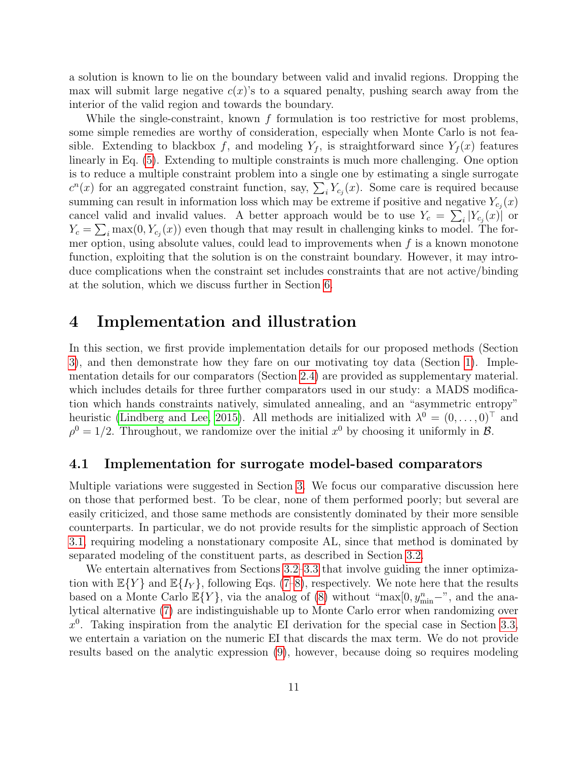a solution is known to lie on the boundary between valid and invalid regions. Dropping the max will submit large negative $c(x)$'s to a squared penalty, pushing search away from the interior of the valid region and towards the boundary.

While the single-constraint, known $f$ formulation is too restrictive for most problems, some simple remedies are worthy of consideration, especially when Monte Carlo is not feasible. Extending to blackbox $f$, and modeling $Y_f$, is straightforward since $Y_f(x)$ features linearly in Eq. (5). Extending to multiple constraints is much more challenging. One option is to reduce a multiple constraint problem into a single one by estimating a single surrogate $c^n(x)$ for an aggregated constraint function, say, $\sum_i Y_{c_j}(x)$. Some care is required because summing can result in information loss which may be extreme if positive and negative $Y_{c_j}(x)$ cancel valid and invalid values. A better approach would be to use $Y_c = \sum_i |Y_{c_j}(x)|$ or $Y_c = \sum_i \max(0, Y_{c_j}(x))$ even though that may result in challenging kinks to model. The former option, using absolute values, could lead to improvements when $f$ is a known monotone function, exploiting that the solution is on the constraint boundary. However, it may introduce complications when the constraint set includes constraints that are not active/binding at the solution, which we discuss further in Section 6.

# 4 Implementation and illustration

In this section, we first provide implementation details for our proposed methods (Section 3), and then demonstrate how they fare on our motivating toy data (Section 1). Implementation details for our comparators (Section 2.4) are provided as supplementary material. which includes details for three further comparators used in our study: a MADS modification which hands constraints natively, simulated annealing, and an "asymmetric entropy" heuristic (Lindberg and Lee, 2015). All methods are initialized with $\lambda^0 = (0, \dots, 0)^\top$ and $\rho^0 = 1/2$. Throughout, we randomize over the initial $x^0$ by choosing it uniformly in $\mathcal{B}$.

## 4.1 Implementation for surrogate model-based comparators

Multiple variations were suggested in Section 3. We focus our comparative discussion here on those that performed best. To be clear, none of them performed poorly; but several are easily criticized, and those same methods are consistently dominated by their more sensible counterparts. In particular, we do not provide results for the simplistic approach of Section 3.1, requiring modeling a nonstationary composite AL, since that method is dominated by separated modeling of the constituent parts, as described in Section 3.2.

We entertain alternatives from Sections 3.2–3.3 that involve guiding the inner optimization with $\mathbb{E}\{Y\}$ and $\mathbb{E}\{I_Y\}$, following Eqs. (7–8), respectively. We note here that the results based on a Monte Carlo $\mathbb{E}\{Y\}$, via the analog of (8) without "$\max[0, y^n_{\min} -$", and the analytical alternative (7) are indistinguishable up to Monte Carlo error when randomizing over $x^0$. Taking inspiration from the analytic EI derivation for the special case in Section 3.3, we entertain a variation on the numeric EI that discards the max term. We do not provide results based on the analytic expression (9), however, because doing so requires modeling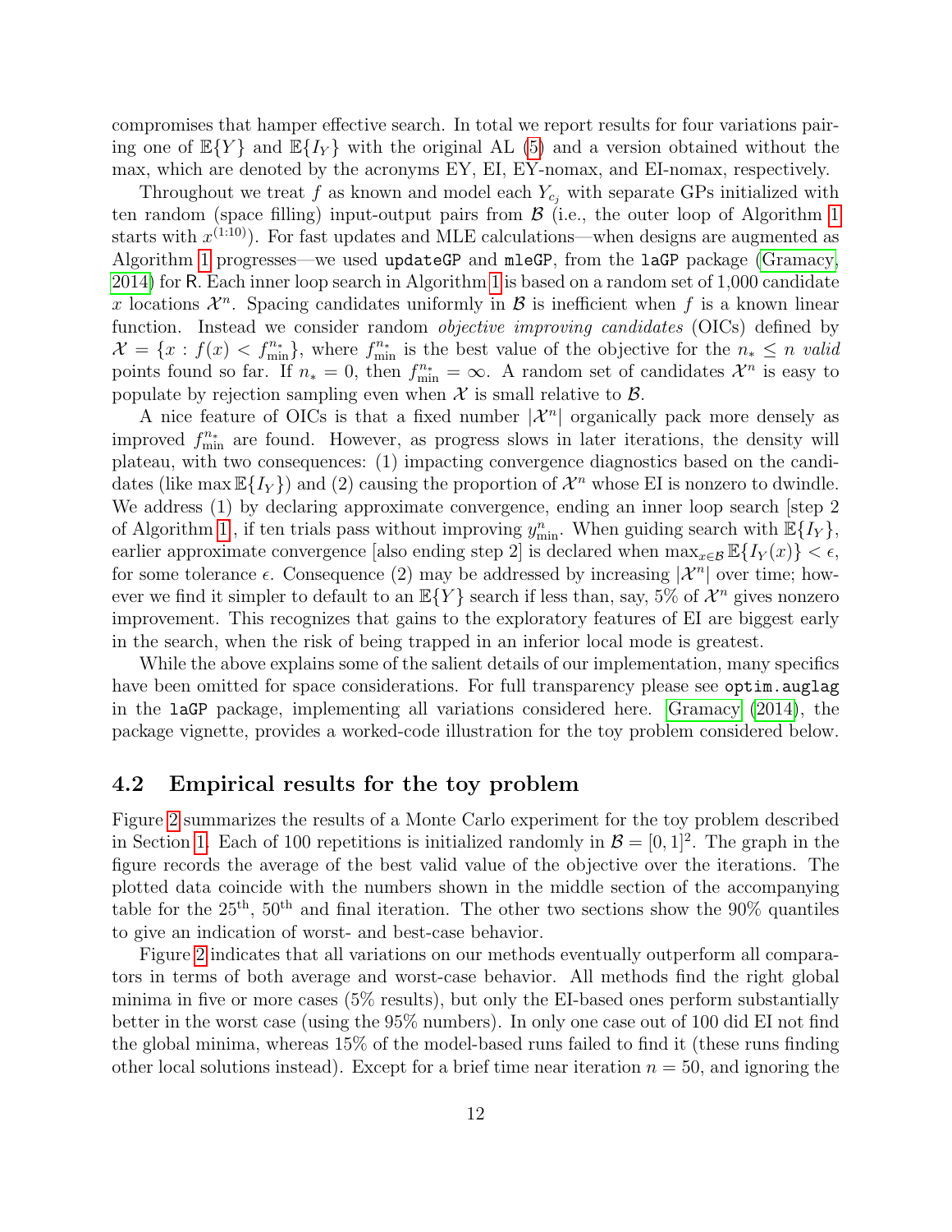compromises that hamper effective search. In total we report results for four variations pairing one of $\mathbb{E}\{Y\}$ and $\mathbb{E}\{I_Y\}$ with the original AL (5) and a version obtained without the max, which are denoted by the acronyms EY, EI, EY-nomax, and EI-nomax, respectively.

Throughout we treat $f$ as known and model each $Y_{c_j}$ with separate GPs initialized with ten random (space filling) input-output pairs from $\mathcal{B}$ (i.e., the outer loop of Algorithm 1 starts with $x^{(1:10)}$). For fast updates and MLE calculations—when designs are augmented as Algorithm 1 progresses—we used `updateGP` and `mleGP`, from the `laGP` package (Gramacy, 2014) for R. Each inner loop search in Algorithm 1 is based on a random set of 1,000 candidate $x$ locations $\mathcal{X}^n$. Spacing candidates uniformly in $\mathcal{B}$ is inefficient when $f$ is a known linear function. Instead we consider random *objective improving candidates* (OICs) defined by $\mathcal{X} = \{x : f(x) < f_{\min}^{n_*}\}$, where $f_{\min}^{n_*}$ is the best value of the objective for the $n_* \leq n$ *valid* points found so far. If $n_* = 0$, then $f_{\min}^{n_*} = \infty$. A random set of candidates $\mathcal{X}^n$ is easy to populate by rejection sampling even when $\mathcal{X}$ is small relative to $\mathcal{B}$.

A nice feature of OICs is that a fixed number $|\mathcal{X}^n|$ organically pack more densely as improved $f_{\min}^{n_*}$ are found. However, as progress slows in later iterations, the density will plateau, with two consequences: (1) impacting convergence diagnostics based on the candidates (like $\max \mathbb{E}\{I_Y\}$) and (2) causing the proportion of $\mathcal{X}^n$ whose EI is nonzero to dwindle. We address (1) by declaring approximate convergence, ending an inner loop search [step 2 of Algorithm 1], if ten trials pass without improving $y_{\min}^n$. When guiding search with $\mathbb{E}\{I_Y\}$, earlier approximate convergence [also ending step 2] is declared when $\max_{x \in \mathcal{B}} \mathbb{E}\{I_Y(x)\} < \epsilon$, for some tolerance $\epsilon$. Consequence (2) may be addressed by increasing $|\mathcal{X}^n|$ over time; however we find it simpler to default to an $\mathbb{E}\{Y\}$ search if less than, say, 5% of $\mathcal{X}^n$ gives nonzero improvement. This recognizes that gains to the exploratory features of EI are biggest early in the search, when the risk of being trapped in an inferior local mode is greatest.

While the above explains some of the salient details of our implementation, many specifics have been omitted for space considerations. For full transparency please see `optim.auglag` in the `laGP` package, implementing all variations considered here. Gramacy (2014), the package vignette, provides a worked-code illustration for the toy problem considered below.

## 4.2 Empirical results for the toy problem

Figure 2 summarizes the results of a Monte Carlo experiment for the toy problem described in Section 1. Each of 100 repetitions is initialized randomly in $\mathcal{B} = [0,1]^2$. The graph in the figure records the average of the best valid value of the objective over the iterations. The plotted data coincide with the numbers shown in the middle section of the accompanying table for the 25$^{\text{th}}$, 50$^{\text{th}}$ and final iteration. The other two sections show the 90% quantiles to give an indication of worst- and best-case behavior.

Figure 2 indicates that all variations on our methods eventually outperform all comparators in terms of both average and worst-case behavior. All methods find the right global minima in five or more cases (5% results), but only the EI-based ones perform substantially better in the worst case (using the 95% numbers). In only one case out of 100 did EI not find the global minima, whereas 15% of the model-based runs failed to find it (these runs finding other local solutions instead). Except for a brief time near iteration $n = 50$, and ignoring the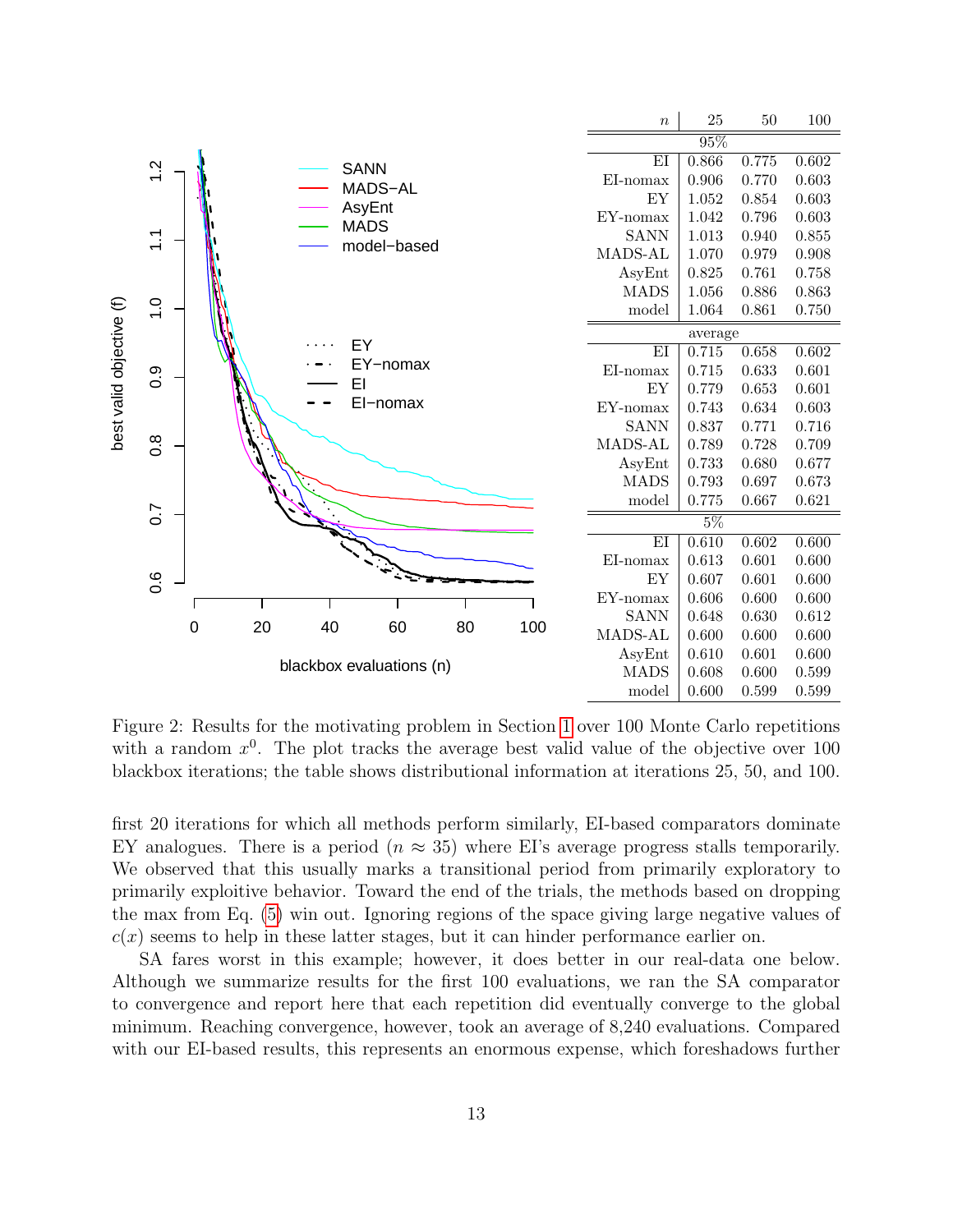| $n$ | 25 | 50 | 100 |
|---|---|---|---|
| **95%** | | | |
| EI | 0.866 | 0.775 | 0.602 |
| EI-nomax | 0.906 | 0.770 | 0.603 |
| EY | 1.052 | 0.854 | 0.603 |
| EY-nomax | 1.042 | 0.796 | 0.603 |
| SANN | 1.013 | 0.940 | 0.855 |
| MADS-AL | 1.070 | 0.979 | 0.908 |
| AsyEnt | 0.825 | 0.761 | 0.758 |
| MADS | 1.056 | 0.886 | 0.863 |
| model | 1.064 | 0.861 | 0.750 |
| **average** | | | |
| EI | 0.715 | 0.658 | 0.602 |
| EI-nomax | 0.715 | 0.633 | 0.601 |
| EY | 0.779 | 0.653 | 0.601 |
| EY-nomax | 0.743 | 0.634 | 0.603 |
| SANN | 0.837 | 0.771 | 0.716 |
| MADS-AL | 0.789 | 0.728 | 0.709 |
| AsyEnt | 0.733 | 0.680 | 0.677 |
| MADS | 0.793 | 0.697 | 0.673 |
| model | 0.775 | 0.667 | 0.621 |
| **5%** | | | |
| EI | 0.610 | 0.602 | 0.600 |
| EI-nomax | 0.613 | 0.601 | 0.600 |
| EY | 0.607 | 0.601 | 0.600 |
| EY-nomax | 0.606 | 0.600 | 0.600 |
| SANN | 0.648 | 0.630 | 0.612 |
| MADS-AL | 0.600 | 0.600 | 0.600 |
| AsyEnt | 0.610 | 0.601 | 0.600 |
| MADS | 0.608 | 0.600 | 0.599 |
| model | 0.600 | 0.599 | 0.599 |

Figure 2: Results for the motivating problem in Section 1 over 100 Monte Carlo repetitions with a random $x^0$. The plot tracks the average best valid value of the objective over 100 blackbox iterations; the table shows distributional information at iterations 25, 50, and 100.

first 20 iterations for which all methods perform similarly, EI-based comparators dominate EY analogues. There is a period ($n \approx 35$) where EI's average progress stalls temporarily. We observed that this usually marks a transitional period from primarily exploratory to primarily exploitive behavior. Toward the end of the trials, the methods based on dropping the max from Eq. (5) win out. Ignoring regions of the space giving large negative values of $c(x)$ seems to help in these latter stages, but it can hinder performance earlier on.

SA fares worst in this example; however, it does better in our real-data one below. Although we summarize results for the first 100 evaluations, we ran the SA comparator to convergence and report here that each repetition did eventually converge to the global minimum. Reaching convergence, however, took an average of 8,240 evaluations. Compared with our EI-based results, this represents an enormous expense, which foreshadows further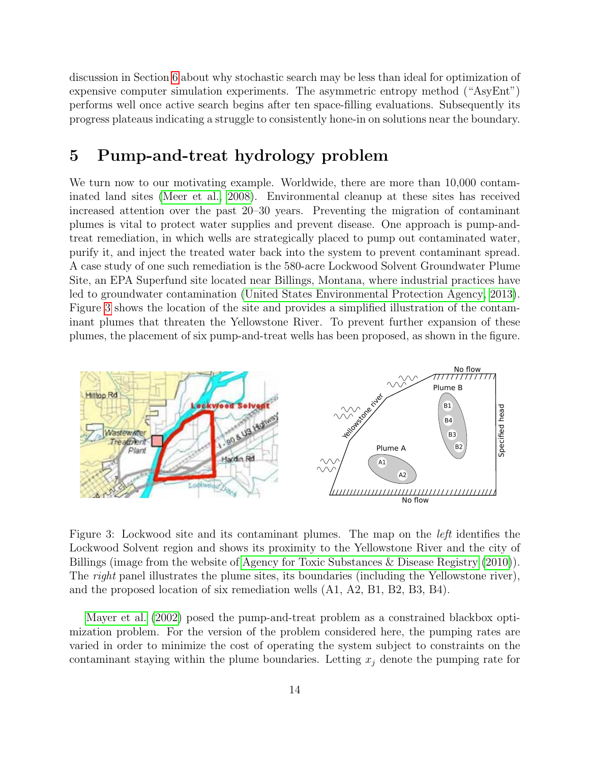discussion in Section 6 about why stochastic search may be less than ideal for optimization of expensive computer simulation experiments. The asymmetric entropy method ("AsyEnt") performs well once active search begins after ten space-filling evaluations. Subsequently its progress plateaus indicating a struggle to consistently hone-in on solutions near the boundary.

## 5 Pump-and-treat hydrology problem

We turn now to our motivating example. Worldwide, there are more than 10,000 contaminated land sites (Meer et al., 2008). Environmental cleanup at these sites has received increased attention over the past 20–30 years. Preventing the migration of contaminant plumes is vital to protect water supplies and prevent disease. One approach is pump-and-treat remediation, in which wells are strategically placed to pump out contaminated water, purify it, and inject the treated water back into the system to prevent contaminant spread. A case study of one such remediation is the 580-acre Lockwood Solvent Groundwater Plume Site, an EPA Superfund site located near Billings, Montana, where industrial practices have led to groundwater contamination (United States Environmental Protection Agency, 2013). Figure 3 shows the location of the site and provides a simplified illustration of the contaminant plumes that threaten the Yellowstone River. To prevent further expansion of these plumes, the placement of six pump-and-treat wells has been proposed, as shown in the figure.

Figure 3: Lockwood site and its contaminant plumes. The map on the *left* identifies the Lockwood Solvent region and shows its proximity to the Yellowstone River and the city of Billings (image from the website of Agency for Toxic Substances & Disease Registry (2010)). The *right* panel illustrates the plume sites, its boundaries (including the Yellowstone river), and the proposed location of six remediation wells (A1, A2, B1, B2, B3, B4).

Mayer et al. (2002) posed the pump-and-treat problem as a constrained blackbox optimization problem. For the version of the problem considered here, the pumping rates are varied in order to minimize the cost of operating the system subject to constraints on the contaminant staying within the plume boundaries. Letting $x_j$ denote the pumping rate for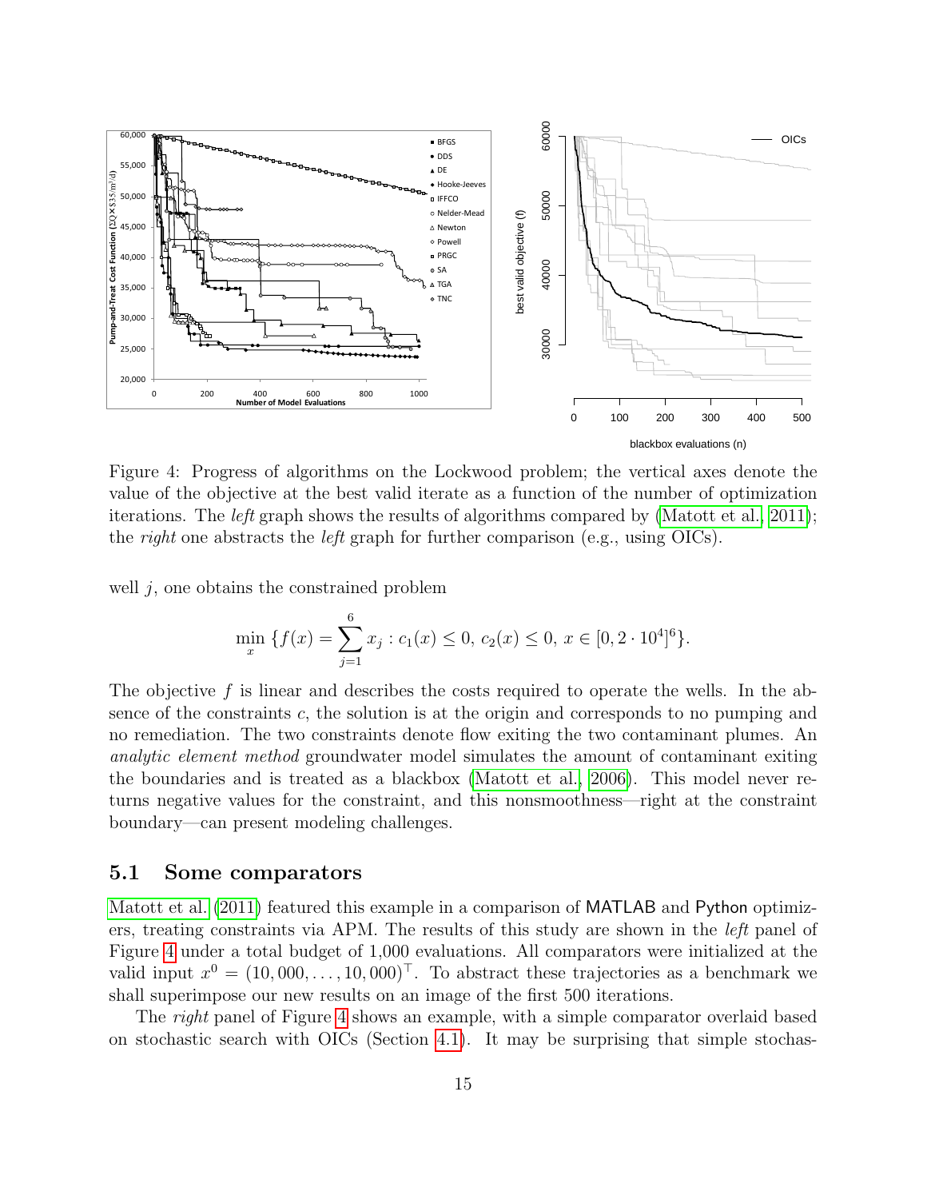Figure 4: Progress of algorithms on the Lockwood problem; the vertical axes denote the value of the objective at the best valid iterate as a function of the number of optimization iterations. The *left* graph shows the results of algorithms compared by (Matott et al., 2011); the *right* one abstracts the *left* graph for further comparison (e.g., using OICs).

well $j$, one obtains the constrained problem

$$\min_{x} \{f(x) = \sum_{j=1}^{6} x_j : c_1(x) \leq 0,\ c_2(x) \leq 0,\ x \in [0, 2 \cdot 10^4]^6\}.$$

The objective $f$ is linear and describes the costs required to operate the wells. In the absence of the constraints $c$, the solution is at the origin and corresponds to no pumping and no remediation. The two constraints denote flow exiting the two contaminant plumes. An *analytic element method* groundwater model simulates the amount of contaminant exiting the boundaries and is treated as a blackbox (Matott et al., 2006). This model never returns negative values for the constraint, and this nonsmoothness—right at the constraint boundary—can present modeling challenges.

### 5.1 Some comparators

Matott et al. (2011) featured this example in a comparison of MATLAB and Python optimizers, treating constraints via APM. The results of this study are shown in the *left* panel of Figure 4 under a total budget of 1,000 evaluations. All comparators were initialized at the valid input $x^0 = (10,000, \ldots, 10,000)^\top$. To abstract these trajectories as a benchmark we shall superimpose our new results on an image of the first 500 iterations.

The *right* panel of Figure 4 shows an example, with a simple comparator overlaid based on stochastic search with OICs (Section 4.1). It may be surprising that simple stochas-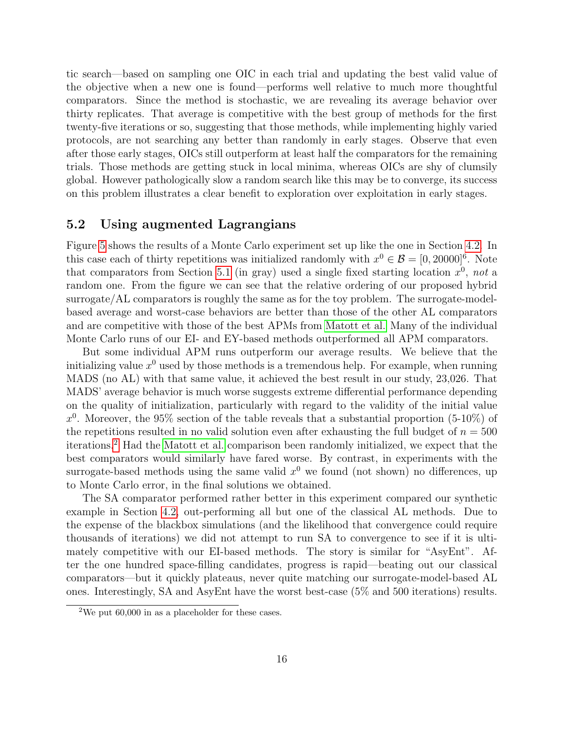tic search—based on sampling one OIC in each trial and updating the best valid value of the objective when a new one is found—performs well relative to much more thoughtful comparators. Since the method is stochastic, we are revealing its average behavior over thirty replicates. That average is competitive with the best group of methods for the first twenty-five iterations or so, suggesting that those methods, while implementing highly varied protocols, are not searching any better than randomly in early stages. Observe that even after those early stages, OICs still outperform at least half the comparators for the remaining trials. Those methods are getting stuck in local minima, whereas OICs are shy of clumsily global. However pathologically slow a random search like this may be to converge, its success on this problem illustrates a clear benefit to exploration over exploitation in early stages.

## 5.2 Using augmented Lagrangians

Figure 5 shows the results of a Monte Carlo experiment set up like the one in Section 4.2. In this case each of thirty repetitions was initialized randomly with $x^0 \in \mathcal{B} = [0, 20000]^6$. Note that comparators from Section 5.1 (in gray) used a single fixed starting location $x^0$, *not* a random one. From the figure we can see that the relative ordering of our proposed hybrid surrogate/AL comparators is roughly the same as for the toy problem. The surrogate-model-based average and worst-case behaviors are better than those of the other AL comparators and are competitive with those of the best APMs from Matott et al. Many of the individual Monte Carlo runs of our EI- and EY-based methods outperformed all APM comparators.

But some individual APM runs outperform our average results. We believe that the initializing value $x^0$ used by those methods is a tremendous help. For example, when running MADS (no AL) with that same value, it achieved the best result in our study, 23,026. That MADS' average behavior is much worse suggests extreme differential performance depending on the quality of initialization, particularly with regard to the validity of the initial value $x^0$. Moreover, the 95% section of the table reveals that a substantial proportion (5-10%) of the repetitions resulted in no valid solution even after exhausting the full budget of $n = 500$ iterations.[2] Had the Matott et al. comparison been randomly initialized, we expect that the best comparators would similarly have fared worse. By contrast, in experiments with the surrogate-based methods using the same valid $x^0$ we found (not shown) no differences, up to Monte Carlo error, in the final solutions we obtained.

The SA comparator performed rather better in this experiment compared our synthetic example in Section 4.2, out-performing all but one of the classical AL methods. Due to the expense of the blackbox simulations (and the likelihood that convergence could require thousands of iterations) we did not attempt to run SA to convergence to see if it is ultimately competitive with our EI-based methods. The story is similar for "AsyEnt". After the one hundred space-filling candidates, progress is rapid—beating out our classical comparators—but it quickly plateaus, never quite matching our surrogate-model-based AL ones. Interestingly, SA and AsyEnt have the worst best-case (5% and 500 iterations) results.

[2] We put 60,000 in as a placeholder for these cases.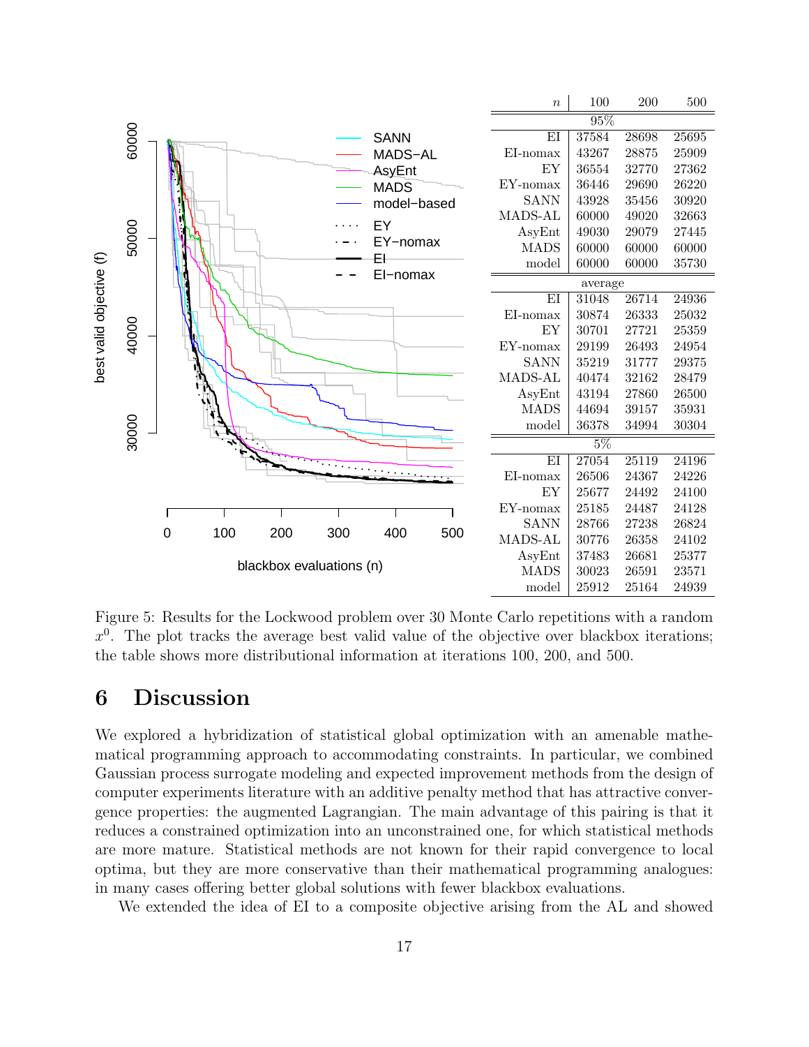| $n$ | 100 | 200 | 500 |
|---|---|---|---|
| | 95% | | |
| EI | 37584 | 28698 | 25695 |
| EI-nomax | 43267 | 28875 | 25909 |
| EY | 36554 | 32770 | 27362 |
| EY-nomax | 36446 | 29690 | 26220 |
| SANN | 43928 | 35456 | 30920 |
| MADS-AL | 60000 | 49020 | 32663 |
| AsyEnt | 49030 | 29079 | 27445 |
| MADS | 60000 | 60000 | 60000 |
| model | 60000 | 60000 | 35730 |
| | average | | |
| EI | 31048 | 26714 | 24936 |
| EI-nomax | 30874 | 26333 | 25032 |
| EY | 30701 | 27721 | 25359 |
| EY-nomax | 29199 | 26493 | 24954 |
| SANN | 35219 | 31777 | 29375 |
| MADS-AL | 40474 | 32162 | 28479 |
| AsyEnt | 43194 | 27860 | 26500 |
| MADS | 44694 | 39157 | 35931 |
| model | 36378 | 34994 | 30304 |
| | 5% | | |
| EI | 27054 | 25119 | 24196 |
| EI-nomax | 26506 | 24367 | 24226 |
| EY | 25677 | 24492 | 24100 |
| EY-nomax | 25185 | 24487 | 24128 |
| SANN | 28766 | 27238 | 26824 |
| MADS-AL | 30776 | 26358 | 24102 |
| AsyEnt | 37483 | 26681 | 25377 |
| MADS | 30023 | 26591 | 23571 |
| model | 25912 | 25164 | 24939 |

Figure 5: Results for the Lockwood problem over 30 Monte Carlo repetitions with a random $x^0$. The plot tracks the average best valid value of the objective over blackbox iterations; the table shows more distributional information at iterations 100, 200, and 500.

# 6 Discussion

We explored a hybridization of statistical global optimization with an amenable mathematical programming approach to accommodating constraints. In particular, we combined Gaussian process surrogate modeling and expected improvement methods from the design of computer experiments literature with an additive penalty method that has attractive convergence properties: the augmented Lagrangian. The main advantage of this pairing is that it reduces a constrained optimization into an unconstrained one, for which statistical methods are more mature. Statistical methods are not known for their rapid convergence to local optima, but they are more conservative than their mathematical programming analogues: in many cases offering better global solutions with fewer blackbox evaluations.

We extended the idea of EI to a composite objective arising from the AL and showed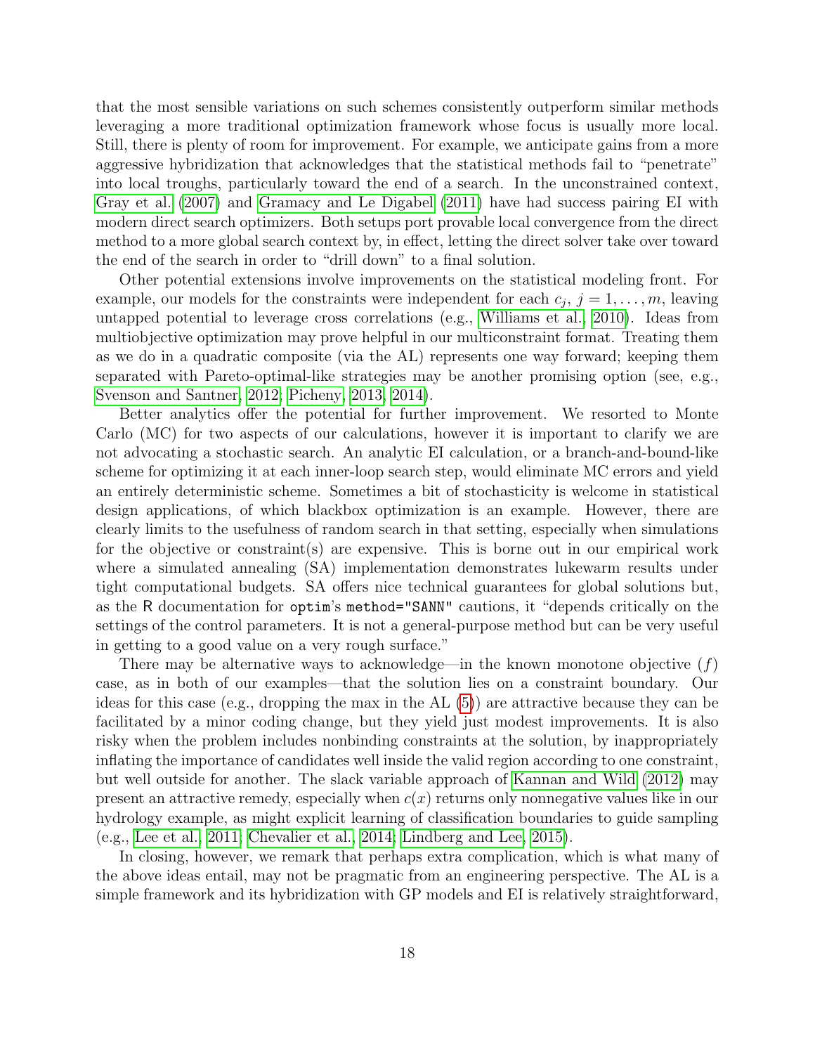that the most sensible variations on such schemes consistently outperform similar methods leveraging a more traditional optimization framework whose focus is usually more local. Still, there is plenty of room for improvement. For example, we anticipate gains from a more aggressive hybridization that acknowledges that the statistical methods fail to "penetrate" into local troughs, particularly toward the end of a search. In the unconstrained context, Gray et al. (2007) and Gramacy and Le Digabel (2011) have had success pairing EI with modern direct search optimizers. Both setups port provable local convergence from the direct method to a more global search context by, in effect, letting the direct solver take over toward the end of the search in order to "drill down" to a final solution.

Other potential extensions involve improvements on the statistical modeling front. For example, our models for the constraints were independent for each $c_j$, $j = 1, \ldots, m$, leaving untapped potential to leverage cross correlations (e.g., Williams et al., 2010). Ideas from multiobjective optimization may prove helpful in our multiconstraint format. Treating them as we do in a quadratic composite (via the AL) represents one way forward; keeping them separated with Pareto-optimal-like strategies may be another promising option (see, e.g., Svenson and Santner, 2012; Picheny, 2013, 2014).

Better analytics offer the potential for further improvement. We resorted to Monte Carlo (MC) for two aspects of our calculations, however it is important to clarify we are not advocating a stochastic search. An analytic EI calculation, or a branch-and-bound-like scheme for optimizing it at each inner-loop search step, would eliminate MC errors and yield an entirely deterministic scheme. Sometimes a bit of stochasticity is welcome in statistical design applications, of which blackbox optimization is an example. However, there are clearly limits to the usefulness of random search in that setting, especially when simulations for the objective or constraint(s) are expensive. This is borne out in our empirical work where a simulated annealing (SA) implementation demonstrates lukewarm results under tight computational budgets. SA offers nice technical guarantees for global solutions but, as the R documentation for `optim`'s `method="SANN"` cautions, it "depends critically on the settings of the control parameters. It is not a general-purpose method but can be very useful in getting to a good value on a very rough surface."

There may be alternative ways to acknowledge—in the known monotone objective ($f$) case, as in both of our examples—that the solution lies on a constraint boundary. Our ideas for this case (e.g., dropping the max in the AL (5)) are attractive because they can be facilitated by a minor coding change, but they yield just modest improvements. It is also risky when the problem includes nonbinding constraints at the solution, by inappropriately inflating the importance of candidates well inside the valid region according to one constraint, but well outside for another. The slack variable approach of Kannan and Wild (2012) may present an attractive remedy, especially when $c(x)$ returns only nonnegative values like in our hydrology example, as might explicit learning of classification boundaries to guide sampling (e.g., Lee et al., 2011; Chevalier et al., 2014; Lindberg and Lee, 2015).

In closing, however, we remark that perhaps extra complication, which is what many of the above ideas entail, may not be pragmatic from an engineering perspective. The AL is a simple framework and its hybridization with GP models and EI is relatively straightforward,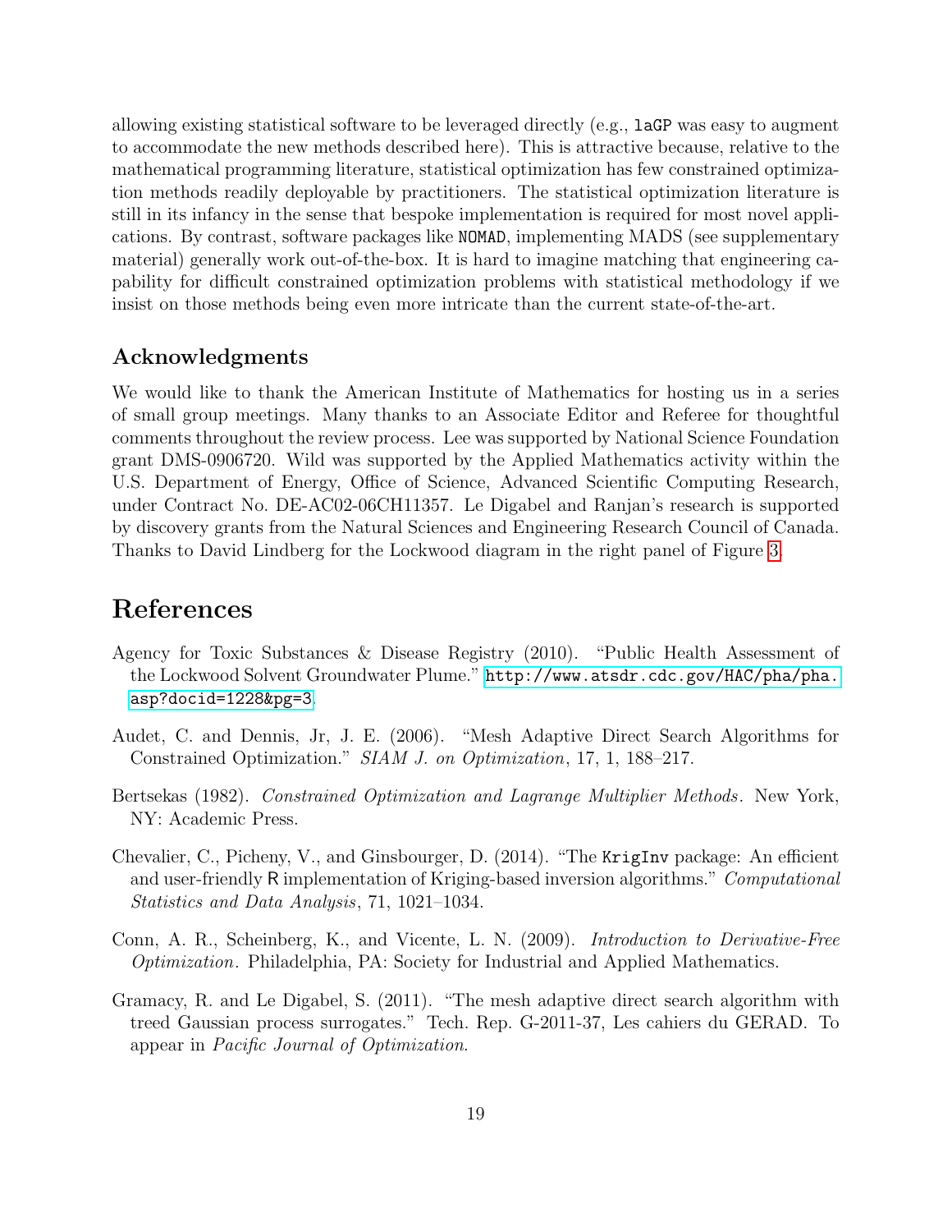allowing existing statistical software to be leveraged directly (e.g., `laGP` was easy to augment to accommodate the new methods described here). This is attractive because, relative to the mathematical programming literature, statistical optimization has few constrained optimization methods readily deployable by practitioners. The statistical optimization literature is still in its infancy in the sense that bespoke implementation is required for most novel applications. By contrast, software packages like `NOMAD`, implementing MADS (see supplementary material) generally work out-of-the-box. It is hard to imagine matching that engineering capability for difficult constrained optimization problems with statistical methodology if we insist on those methods being even more intricate than the current state-of-the-art.

## Acknowledgments

We would like to thank the American Institute of Mathematics for hosting us in a series of small group meetings. Many thanks to an Associate Editor and Referee for thoughtful comments throughout the review process. Lee was supported by National Science Foundation grant DMS-0906720. Wild was supported by the Applied Mathematics activity within the U.S. Department of Energy, Office of Science, Advanced Scientific Computing Research, under Contract No. DE-AC02-06CH11357. Le Digabel and Ranjan's research is supported by discovery grants from the Natural Sciences and Engineering Research Council of Canada. Thanks to David Lindberg for the Lockwood diagram in the right panel of Figure 3.

# References

Agency for Toxic Substances & Disease Registry (2010). "Public Health Assessment of the Lockwood Solvent Groundwater Plume." http://www.atsdr.cdc.gov/HAC/pha/pha.asp?docid=1228&pg=3.

Audet, C. and Dennis, Jr, J. E. (2006). "Mesh Adaptive Direct Search Algorithms for Constrained Optimization." *SIAM J. on Optimization*, 17, 1, 188–217.

Bertsekas (1982). *Constrained Optimization and Lagrange Multiplier Methods*. New York, NY: Academic Press.

Chevalier, C., Picheny, V., and Ginsbourger, D. (2014). "The `KrigInv` package: An efficient and user-friendly R implementation of Kriging-based inversion algorithms." *Computational Statistics and Data Analysis*, 71, 1021–1034.

Conn, A. R., Scheinberg, K., and Vicente, L. N. (2009). *Introduction to Derivative-Free Optimization*. Philadelphia, PA: Society for Industrial and Applied Mathematics.

Gramacy, R. and Le Digabel, S. (2011). "The mesh adaptive direct search algorithm with treed Gaussian process surrogates." Tech. Rep. G-2011-37, Les cahiers du GERAD. To appear in *Pacific Journal of Optimization*.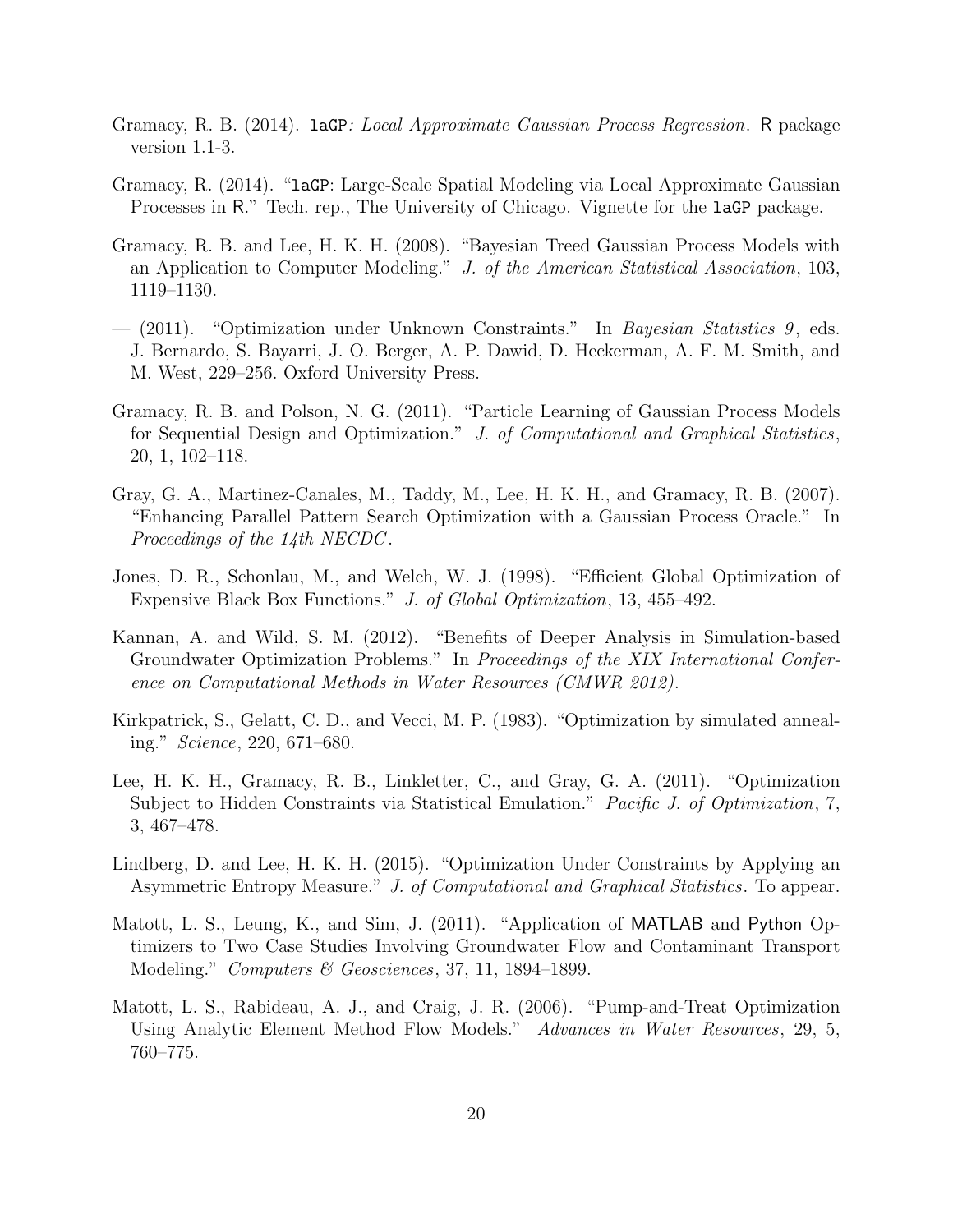Gramacy, R. B. (2014). `laGP`*: Local Approximate Gaussian Process Regression*. R package version 1.1-3.

Gramacy, R. (2014). "`laGP`: Large-Scale Spatial Modeling via Local Approximate Gaussian Processes in R." Tech. rep., The University of Chicago. Vignette for the `laGP` package.

Gramacy, R. B. and Lee, H. K. H. (2008). "Bayesian Treed Gaussian Process Models with an Application to Computer Modeling." *J. of the American Statistical Association*, 103, 1119–1130.

— (2011). "Optimization under Unknown Constraints." In *Bayesian Statistics 9*, eds. J. Bernardo, S. Bayarri, J. O. Berger, A. P. Dawid, D. Heckerman, A. F. M. Smith, and M. West, 229–256. Oxford University Press.

Gramacy, R. B. and Polson, N. G. (2011). "Particle Learning of Gaussian Process Models for Sequential Design and Optimization." *J. of Computational and Graphical Statistics*, 20, 1, 102–118.

Gray, G. A., Martinez-Canales, M., Taddy, M., Lee, H. K. H., and Gramacy, R. B. (2007). "Enhancing Parallel Pattern Search Optimization with a Gaussian Process Oracle." In *Proceedings of the 14th NECDC*.

Jones, D. R., Schonlau, M., and Welch, W. J. (1998). "Efficient Global Optimization of Expensive Black Box Functions." *J. of Global Optimization*, 13, 455–492.

Kannan, A. and Wild, S. M. (2012). "Benefits of Deeper Analysis in Simulation-based Groundwater Optimization Problems." In *Proceedings of the XIX International Conference on Computational Methods in Water Resources (CMWR 2012)*.

Kirkpatrick, S., Gelatt, C. D., and Vecci, M. P. (1983). "Optimization by simulated annealing." *Science*, 220, 671–680.

Lee, H. K. H., Gramacy, R. B., Linkletter, C., and Gray, G. A. (2011). "Optimization Subject to Hidden Constraints via Statistical Emulation." *Pacific J. of Optimization*, 7, 3, 467–478.

Lindberg, D. and Lee, H. K. H. (2015). "Optimization Under Constraints by Applying an Asymmetric Entropy Measure." *J. of Computational and Graphical Statistics*. To appear.

Matott, L. S., Leung, K., and Sim, J. (2011). "Application of MATLAB and Python Optimizers to Two Case Studies Involving Groundwater Flow and Contaminant Transport Modeling." *Computers & Geosciences*, 37, 11, 1894–1899.

Matott, L. S., Rabideau, A. J., and Craig, J. R. (2006). "Pump-and-Treat Optimization Using Analytic Element Method Flow Models." *Advances in Water Resources*, 29, 5, 760–775.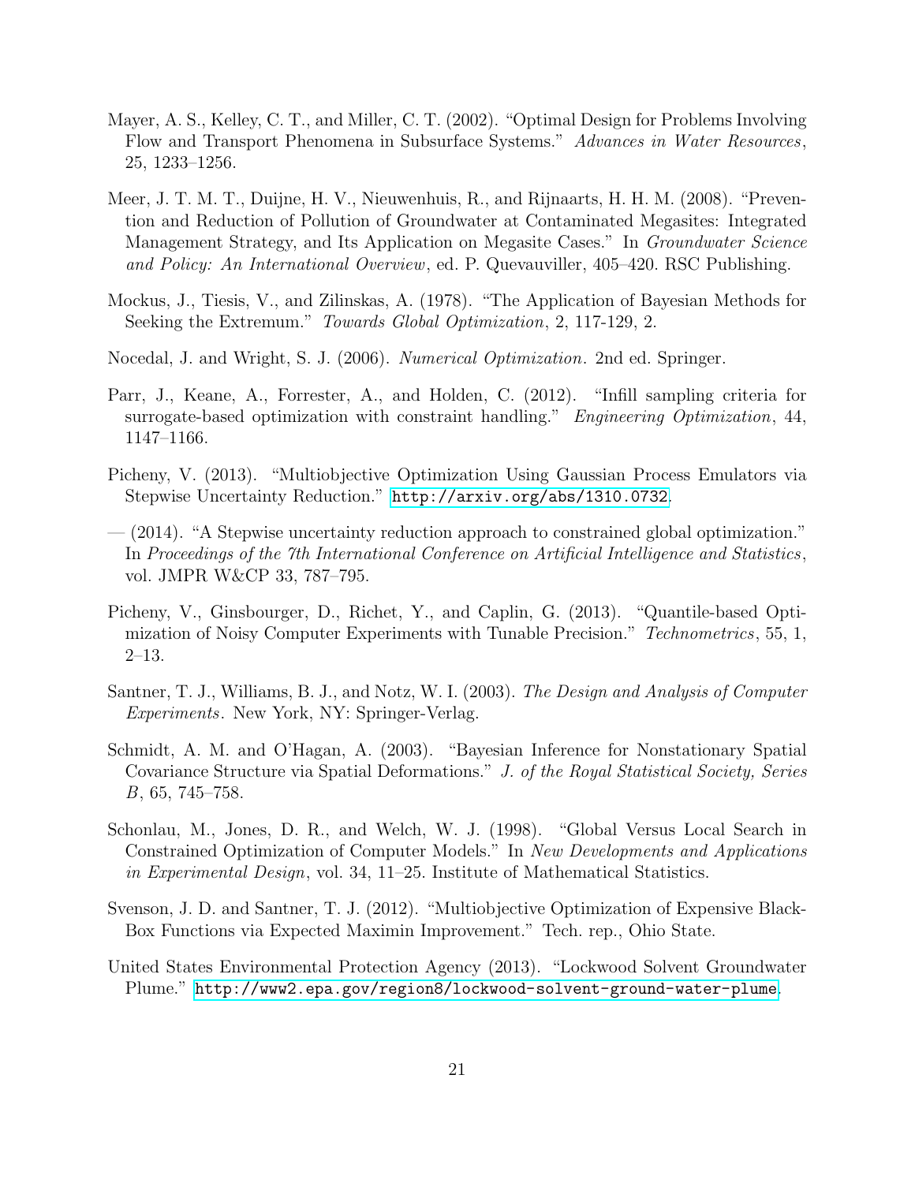Mayer, A. S., Kelley, C. T., and Miller, C. T. (2002). "Optimal Design for Problems Involving Flow and Transport Phenomena in Subsurface Systems." *Advances in Water Resources*, 25, 1233–1256.

Meer, J. T. M. T., Duijne, H. V., Nieuwenhuis, R., and Rijnaarts, H. H. M. (2008). "Prevention and Reduction of Pollution of Groundwater at Contaminated Megasites: Integrated Management Strategy, and Its Application on Megasite Cases." In *Groundwater Science and Policy: An International Overview*, ed. P. Quevauviller, 405–420. RSC Publishing.

Mockus, J., Tiesis, V., and Zilinskas, A. (1978). "The Application of Bayesian Methods for Seeking the Extremum." *Towards Global Optimization*, 2, 117-129, 2.

Nocedal, J. and Wright, S. J. (2006). *Numerical Optimization*. 2nd ed. Springer.

Parr, J., Keane, A., Forrester, A., and Holden, C. (2012). "Infill sampling criteria for surrogate-based optimization with constraint handling." *Engineering Optimization*, 44, 1147–1166.

Picheny, V. (2013). "Multiobjective Optimization Using Gaussian Process Emulators via Stepwise Uncertainty Reduction." http://arxiv.org/abs/1310.0732.

— (2014). "A Stepwise uncertainty reduction approach to constrained global optimization." In *Proceedings of the 7th International Conference on Artificial Intelligence and Statistics*, vol. JMPR W&CP 33, 787–795.

Picheny, V., Ginsbourger, D., Richet, Y., and Caplin, G. (2013). "Quantile-based Optimization of Noisy Computer Experiments with Tunable Precision." *Technometrics*, 55, 1, 2–13.

Santner, T. J., Williams, B. J., and Notz, W. I. (2003). *The Design and Analysis of Computer Experiments*. New York, NY: Springer-Verlag.

Schmidt, A. M. and O'Hagan, A. (2003). "Bayesian Inference for Nonstationary Spatial Covariance Structure via Spatial Deformations." *J. of the Royal Statistical Society, Series B*, 65, 745–758.

Schonlau, M., Jones, D. R., and Welch, W. J. (1998). "Global Versus Local Search in Constrained Optimization of Computer Models." In *New Developments and Applications in Experimental Design*, vol. 34, 11–25. Institute of Mathematical Statistics.

Svenson, J. D. and Santner, T. J. (2012). "Multiobjective Optimization of Expensive Black-Box Functions via Expected Maximin Improvement." Tech. rep., Ohio State.

United States Environmental Protection Agency (2013). "Lockwood Solvent Groundwater Plume." http://www2.epa.gov/region8/lockwood-solvent-ground-water-plume.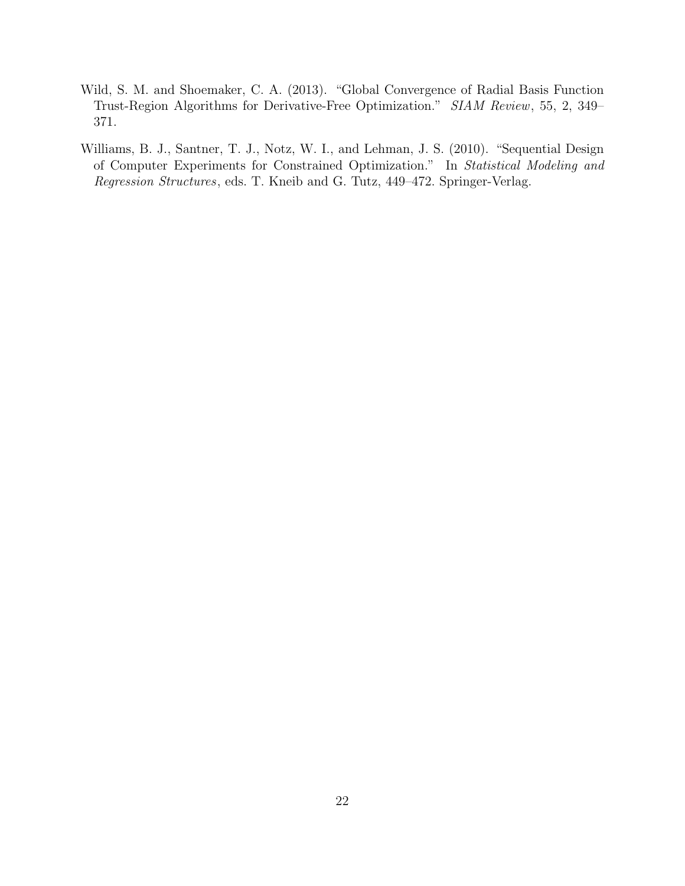Wild, S. M. and Shoemaker, C. A. (2013). "Global Convergence of Radial Basis Function Trust-Region Algorithms for Derivative-Free Optimization." *SIAM Review*, 55, 2, 349–371.

Williams, B. J., Santner, T. J., Notz, W. I., and Lehman, J. S. (2010). "Sequential Design of Computer Experiments for Constrained Optimization." In *Statistical Modeling and Regression Structures*, eds. T. Kneib and G. Tutz, 449–472. Springer-Verlag.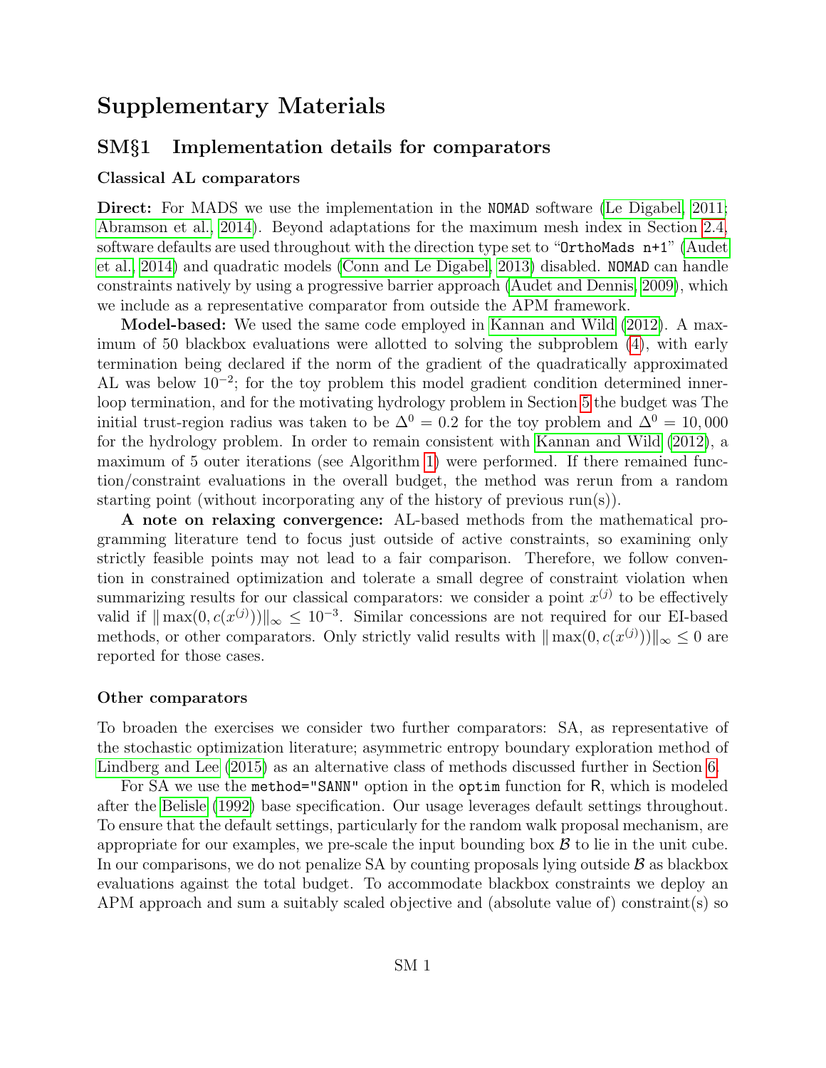# Supplementary Materials

## SM§1 Implementation details for comparators

### Classical AL comparators

**Direct:** For MADS we use the implementation in the NOMAD software (Le Digabel, 2011; Abramson et al., 2014). Beyond adaptations for the maximum mesh index in Section 2.4, software defaults are used throughout with the direction type set to "OrthoMads n+1" (Audet et al., 2014) and quadratic models (Conn and Le Digabel, 2013) disabled. NOMAD can handle constraints natively by using a progressive barrier approach (Audet and Dennis, 2009), which we include as a representative comparator from outside the APM framework.

**Model-based:** We used the same code employed in Kannan and Wild (2012). A maximum of 50 blackbox evaluations were allotted to solving the subproblem (4), with early termination being declared if the norm of the gradient of the quadratically approximated AL was below $10^{-2}$; for the toy problem this model gradient condition determined inner-loop termination, and for the motivating hydrology problem in Section 5 the budget was The initial trust-region radius was taken to be $\Delta^0 = 0.2$ for the toy problem and $\Delta^0 = 10,000$ for the hydrology problem. In order to remain consistent with Kannan and Wild (2012), a maximum of 5 outer iterations (see Algorithm 1) were performed. If there remained function/constraint evaluations in the overall budget, the method was rerun from a random starting point (without incorporating any of the history of previous run(s)).

**A note on relaxing convergence:** AL-based methods from the mathematical programming literature tend to focus just outside of active constraints, so examining only strictly feasible points may not lead to a fair comparison. Therefore, we follow convention in constrained optimization and tolerate a small degree of constraint violation when summarizing results for our classical comparators: we consider a point $x^{(j)}$ to be effectively valid if $\| \max(0, c(x^{(j)}))\|_\infty \leq 10^{-3}$. Similar concessions are not required for our EI-based methods, or other comparators. Only strictly valid results with $\| \max(0, c(x^{(j)}))\|_\infty \leq 0$ are reported for those cases.

### Other comparators

To broaden the exercises we consider two further comparators: SA, as representative of the stochastic optimization literature; asymmetric entropy boundary exploration method of Lindberg and Lee (2015) as an alternative class of methods discussed further in Section 6.

For SA we use the method="SANN" option in the optim function for R, which is modeled after the Belisle (1992) base specification. Our usage leverages default settings throughout. To ensure that the default settings, particularly for the random walk proposal mechanism, are appropriate for our examples, we pre-scale the input bounding box $\mathcal{B}$ to lie in the unit cube. In our comparisons, we do not penalize SA by counting proposals lying outside $\mathcal{B}$ as blackbox evaluations against the total budget. To accommodate blackbox constraints we deploy an APM approach and sum a suitably scaled objective and (absolute value of) constraint(s) so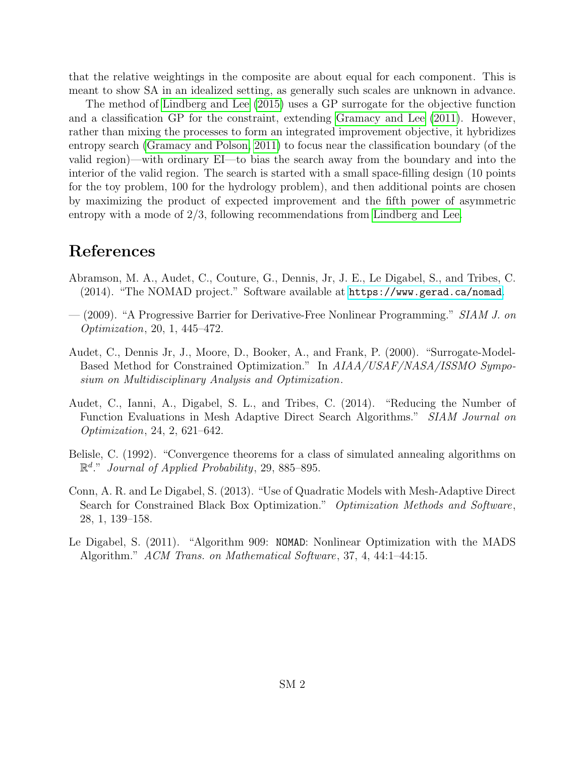that the relative weightings in the composite are about equal for each component. This is meant to show SA in an idealized setting, as generally such scales are unknown in advance.

The method of Lindberg and Lee (2015) uses a GP surrogate for the objective function and a classification GP for the constraint, extending Gramacy and Lee (2011). However, rather than mixing the processes to form an integrated improvement objective, it hybridizes entropy search (Gramacy and Polson, 2011) to focus near the classification boundary (of the valid region)—with ordinary EI—to bias the search away from the boundary and into the interior of the valid region. The search is started with a small space-filling design (10 points for the toy problem, 100 for the hydrology problem), and then additional points are chosen by maximizing the product of expected improvement and the fifth power of asymmetric entropy with a mode of 2/3, following recommendations from Lindberg and Lee.

## References

Abramson, M. A., Audet, C., Couture, G., Dennis, Jr, J. E., Le Digabel, S., and Tribes, C. (2014). "The NOMAD project." Software available at https://www.gerad.ca/nomad.

— (2009). "A Progressive Barrier for Derivative-Free Nonlinear Programming." *SIAM J. on Optimization*, 20, 1, 445–472.

Audet, C., Dennis Jr, J., Moore, D., Booker, A., and Frank, P. (2000). "Surrogate-Model-Based Method for Constrained Optimization." In *AIAA/USAF/NASA/ISSMO Symposium on Multidisciplinary Analysis and Optimization*.

Audet, C., Ianni, A., Digabel, S. L., and Tribes, C. (2014). "Reducing the Number of Function Evaluations in Mesh Adaptive Direct Search Algorithms." *SIAM Journal on Optimization*, 24, 2, 621–642.

Belisle, C. (1992). "Convergence theorems for a class of simulated annealing algorithms on $\mathbb{R}^d$." *Journal of Applied Probability*, 29, 885–895.

Conn, A. R. and Le Digabel, S. (2013). "Use of Quadratic Models with Mesh-Adaptive Direct Search for Constrained Black Box Optimization." *Optimization Methods and Software*, 28, 1, 139–158.

Le Digabel, S. (2011). "Algorithm 909: NOMAD: Nonlinear Optimization with the MADS Algorithm." *ACM Trans. on Mathematical Software*, 37, 4, 44:1–44:15.